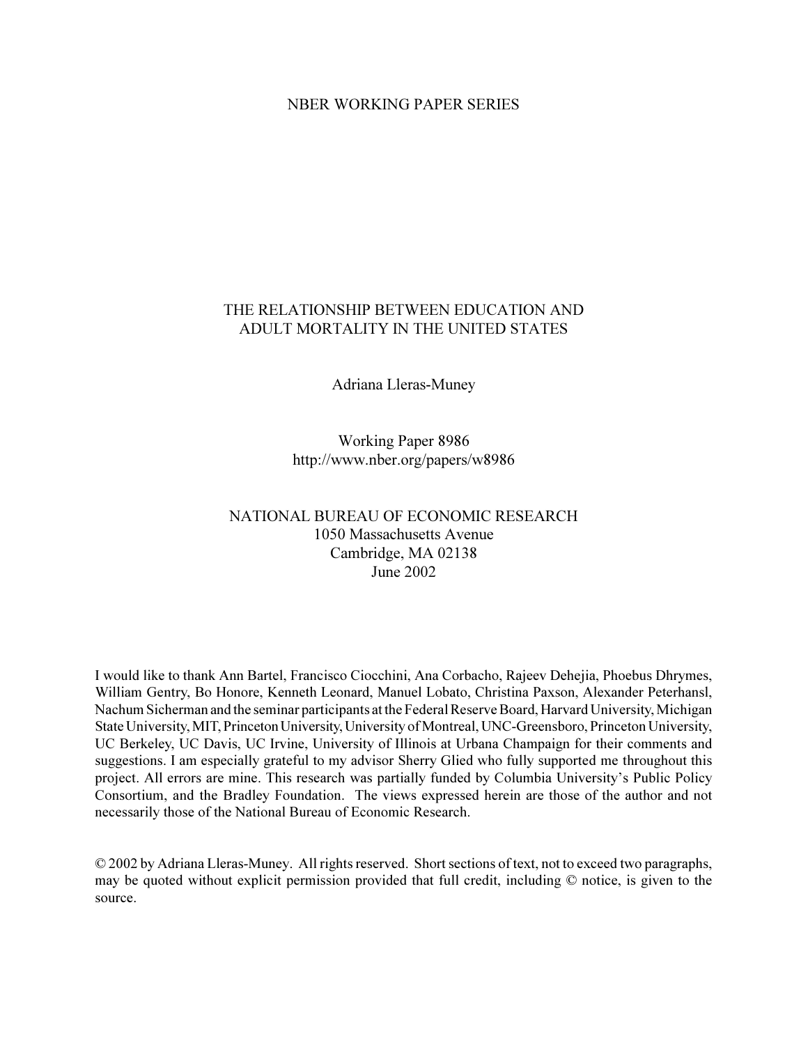NBER WORKING PAPER SERIES

# THE RELATIONSHIP BETWEEN EDUCATION AND ADULT MORTALITY IN THE UNITED STATES

Adriana Lleras-Muney

Working Paper 8986
http://www.nber.org/papers/w8986

NATIONAL BUREAU OF ECONOMIC RESEARCH
1050 Massachusetts Avenue
Cambridge, MA 02138
June 2002

I would like to thank Ann Bartel, Francisco Ciocchini, Ana Corbacho, Rajeev Dehejia, Phoebus Dhrymes, William Gentry, Bo Honore, Kenneth Leonard, Manuel Lobato, Christina Paxson, Alexander Peterhansl, Nachum Sicherman and the seminar participants at the Federal Reserve Board, Harvard University, Michigan State University, MIT, Princeton University, University of Montreal, UNC-Greensboro, Princeton University, UC Berkeley, UC Davis, UC Irvine, University of Illinois at Urbana Champaign for their comments and suggestions. I am especially grateful to my advisor Sherry Glied who fully supported me throughout this project. All errors are mine. This research was partially funded by Columbia University's Public Policy Consortium, and the Bradley Foundation. The views expressed herein are those of the author and not necessarily those of the National Bureau of Economic Research.

© 2002 by Adriana Lleras-Muney. All rights reserved. Short sections of text, not to exceed two paragraphs, may be quoted without explicit permission provided that full credit, including © notice, is given to the source.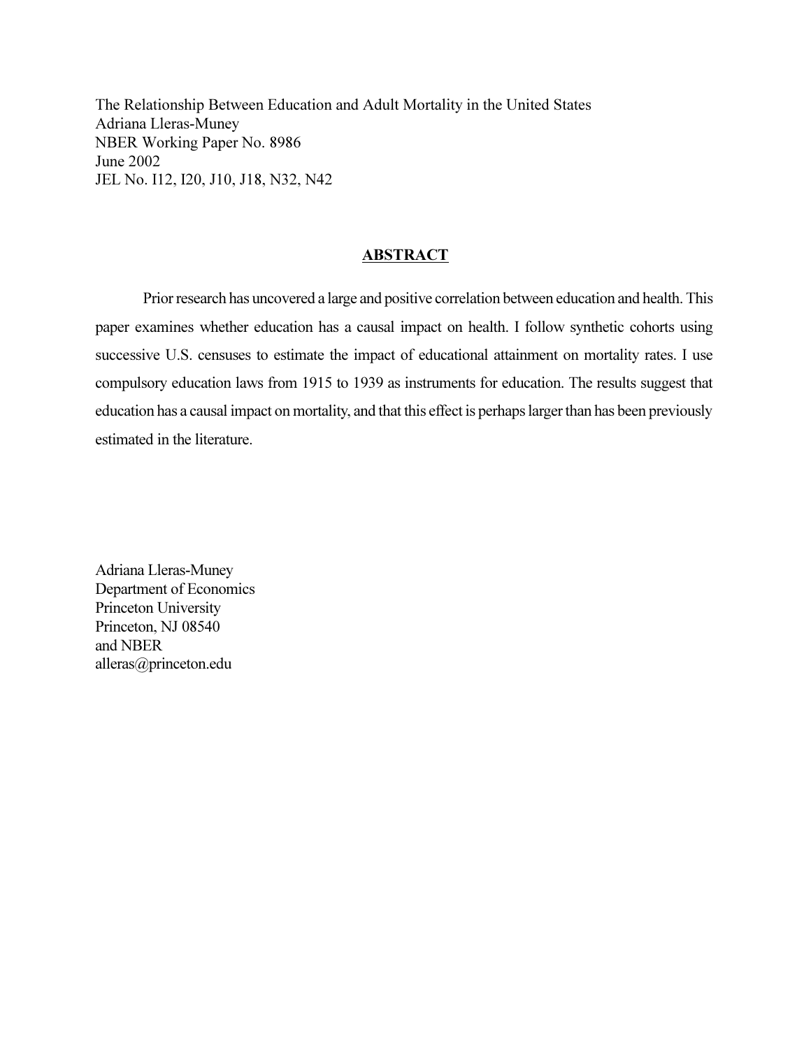The Relationship Between Education and Adult Mortality in the United States
Adriana Lleras-Muney
NBER Working Paper No. 8986
June 2002
JEL No. I12, I20, J10, J18, N32, N42

## ABSTRACT

Prior research has uncovered a large and positive correlation between education and health. This paper examines whether education has a causal impact on health. I follow synthetic cohorts using successive U.S. censuses to estimate the impact of educational attainment on mortality rates. I use compulsory education laws from 1915 to 1939 as instruments for education. The results suggest that education has a causal impact on mortality, and that this effect is perhaps larger than has been previously estimated in the literature.

Adriana Lleras-Muney
Department of Economics
Princeton University
Princeton, NJ 08540
and NBER
alleras@princeton.edu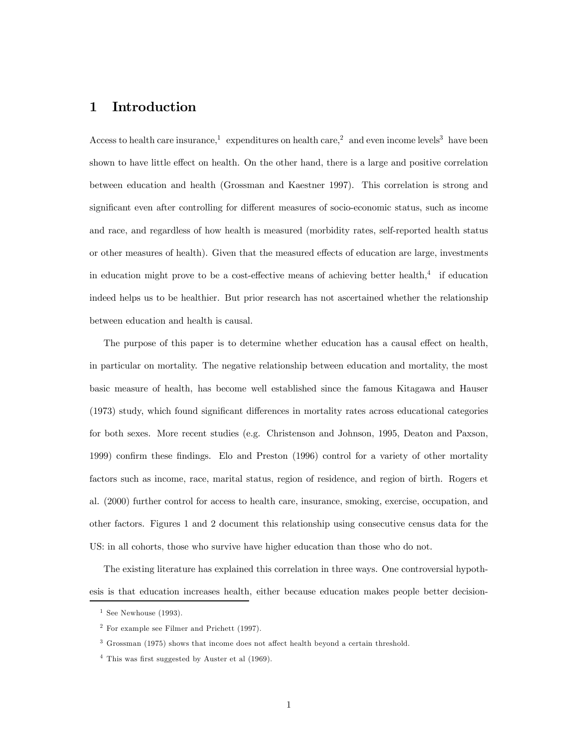# 1 Introduction

Access to health care insurance,[1] expenditures on health care,[2] and even income levels[3] have been shown to have little effect on health. On the other hand, there is a large and positive correlation between education and health (Grossman and Kaestner 1997). This correlation is strong and significant even after controlling for different measures of socio-economic status, such as income and race, and regardless of how health is measured (morbidity rates, self-reported health status or other measures of health). Given that the measured effects of education are large, investments in education might prove to be a cost-effective means of achieving better health,[4] if education indeed helps us to be healthier. But prior research has not ascertained whether the relationship between education and health is causal.

The purpose of this paper is to determine whether education has a causal effect on health, in particular on mortality. The negative relationship between education and mortality, the most basic measure of health, has become well established since the famous Kitagawa and Hauser (1973) study, which found significant differences in mortality rates across educational categories for both sexes. More recent studies (e.g. Christenson and Johnson, 1995, Deaton and Paxson, 1999) confirm these findings. Elo and Preston (1996) control for a variety of other mortality factors such as income, race, marital status, region of residence, and region of birth. Rogers et al. (2000) further control for access to health care, insurance, smoking, exercise, occupation, and other factors. Figures 1 and 2 document this relationship using consecutive census data for the US: in all cohorts, those who survive have higher education than those who do not.

The existing literature has explained this correlation in three ways. One controversial hypothesis is that education increases health, either because education makes people better decision-

[1] See Newhouse (1993).

[2] For example see Filmer and Prichett (1997).

[3] Grossman (1975) shows that income does not affect health beyond a certain threshold.

[4] This was first suggested by Auster et al (1969).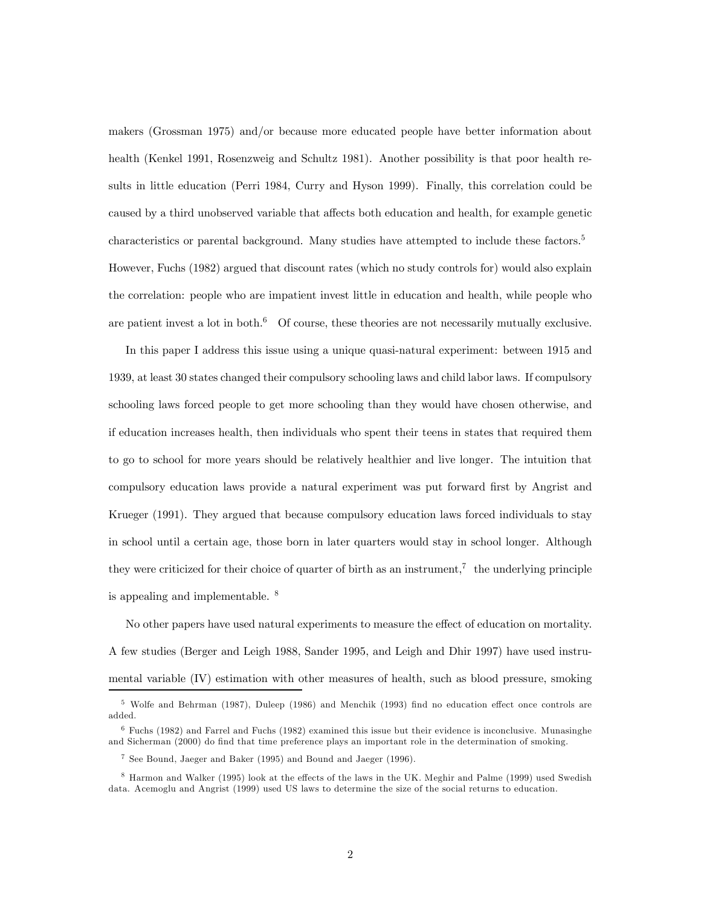makers (Grossman 1975) and/or because more educated people have better information about health (Kenkel 1991, Rosenzweig and Schultz 1981). Another possibility is that poor health results in little education (Perri 1984, Curry and Hyson 1999). Finally, this correlation could be caused by a third unobserved variable that affects both education and health, for example genetic characteristics or parental background. Many studies have attempted to include these factors.[5] However, Fuchs (1982) argued that discount rates (which no study controls for) would also explain the correlation: people who are impatient invest little in education and health, while people who are patient invest a lot in both.[6] Of course, these theories are not necessarily mutually exclusive.

In this paper I address this issue using a unique quasi-natural experiment: between 1915 and 1939, at least 30 states changed their compulsory schooling laws and child labor laws. If compulsory schooling laws forced people to get more schooling than they would have chosen otherwise, and if education increases health, then individuals who spent their teens in states that required them to go to school for more years should be relatively healthier and live longer. The intuition that compulsory education laws provide a natural experiment was put forward first by Angrist and Krueger (1991). They argued that because compulsory education laws forced individuals to stay in school until a certain age, those born in later quarters would stay in school longer. Although they were criticized for their choice of quarter of birth as an instrument,[7] the underlying principle is appealing and implementable. [8]

No other papers have used natural experiments to measure the effect of education on mortality. A few studies (Berger and Leigh 1988, Sander 1995, and Leigh and Dhir 1997) have used instrumental variable (IV) estimation with other measures of health, such as blood pressure, smoking

---

[5] Wolfe and Behrman (1987), Duleep (1986) and Menchik (1993) find no education effect once controls are added.

[6] Fuchs (1982) and Farrel and Fuchs (1982) examined this issue but their evidence is inconclusive. Munasinghe and Sicherman (2000) do find that time preference plays an important role in the determination of smoking.

[7] See Bound, Jaeger and Baker (1995) and Bound and Jaeger (1996).

[8] Harmon and Walker (1995) look at the effects of the laws in the UK. Meghir and Palme (1999) used Swedish data. Acemoglu and Angrist (1999) used US laws to determine the size of the social returns to education.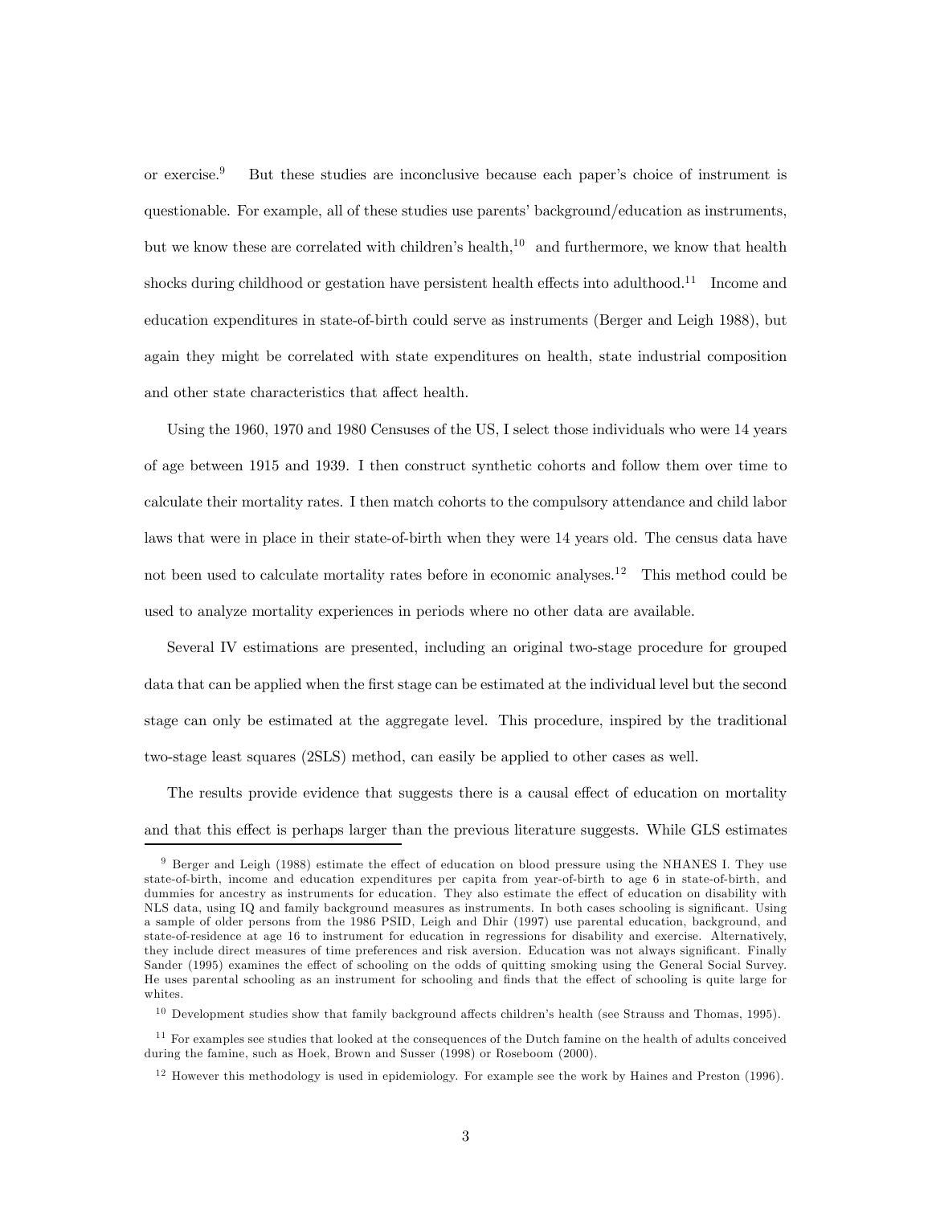or exercise.[9] But these studies are inconclusive because each paper's choice of instrument is questionable. For example, all of these studies use parents' background/education as instruments, but we know these are correlated with children's health,[10] and furthermore, we know that health shocks during childhood or gestation have persistent health effects into adulthood.[11] Income and education expenditures in state-of-birth could serve as instruments (Berger and Leigh 1988), but again they might be correlated with state expenditures on health, state industrial composition and other state characteristics that affect health.

Using the 1960, 1970 and 1980 Censuses of the US, I select those individuals who were 14 years of age between 1915 and 1939. I then construct synthetic cohorts and follow them over time to calculate their mortality rates. I then match cohorts to the compulsory attendance and child labor laws that were in place in their state-of-birth when they were 14 years old. The census data have not been used to calculate mortality rates before in economic analyses.[12] This method could be used to analyze mortality experiences in periods where no other data are available.

Several IV estimations are presented, including an original two-stage procedure for grouped data that can be applied when the first stage can be estimated at the individual level but the second stage can only be estimated at the aggregate level. This procedure, inspired by the traditional two-stage least squares (2SLS) method, can easily be applied to other cases as well.

The results provide evidence that suggests there is a causal effect of education on mortality and that this effect is perhaps larger than the previous literature suggests. While GLS estimates

---

[9] Berger and Leigh (1988) estimate the effect of education on blood pressure using the NHANES I. They use state-of-birth, income and education expenditures per capita from year-of-birth to age 6 in state-of-birth, and dummies for ancestry as instruments for education. They also estimate the effect of education on disability with NLS data, using IQ and family background measures as instruments. In both cases schooling is significant. Using a sample of older persons from the 1986 PSID, Leigh and Dhir (1997) use parental education, background, and state-of-residence at age 16 to instrument for education in regressions for disability and exercise. Alternatively, they include direct measures of time preferences and risk aversion. Education was not always significant. Finally Sander (1995) examines the effect of schooling on the odds of quitting smoking using the General Social Survey. He uses parental schooling as an instrument for schooling and finds that the effect of schooling is quite large for whites.

[10] Development studies show that family background affects children's health (see Strauss and Thomas, 1995).

[11] For examples see studies that looked at the consequences of the Dutch famine on the health of adults conceived during the famine, such as Hoek, Brown and Susser (1998) or Roseboom (2000).

[12] However this methodology is used in epidemiology. For example see the work by Haines and Preston (1996).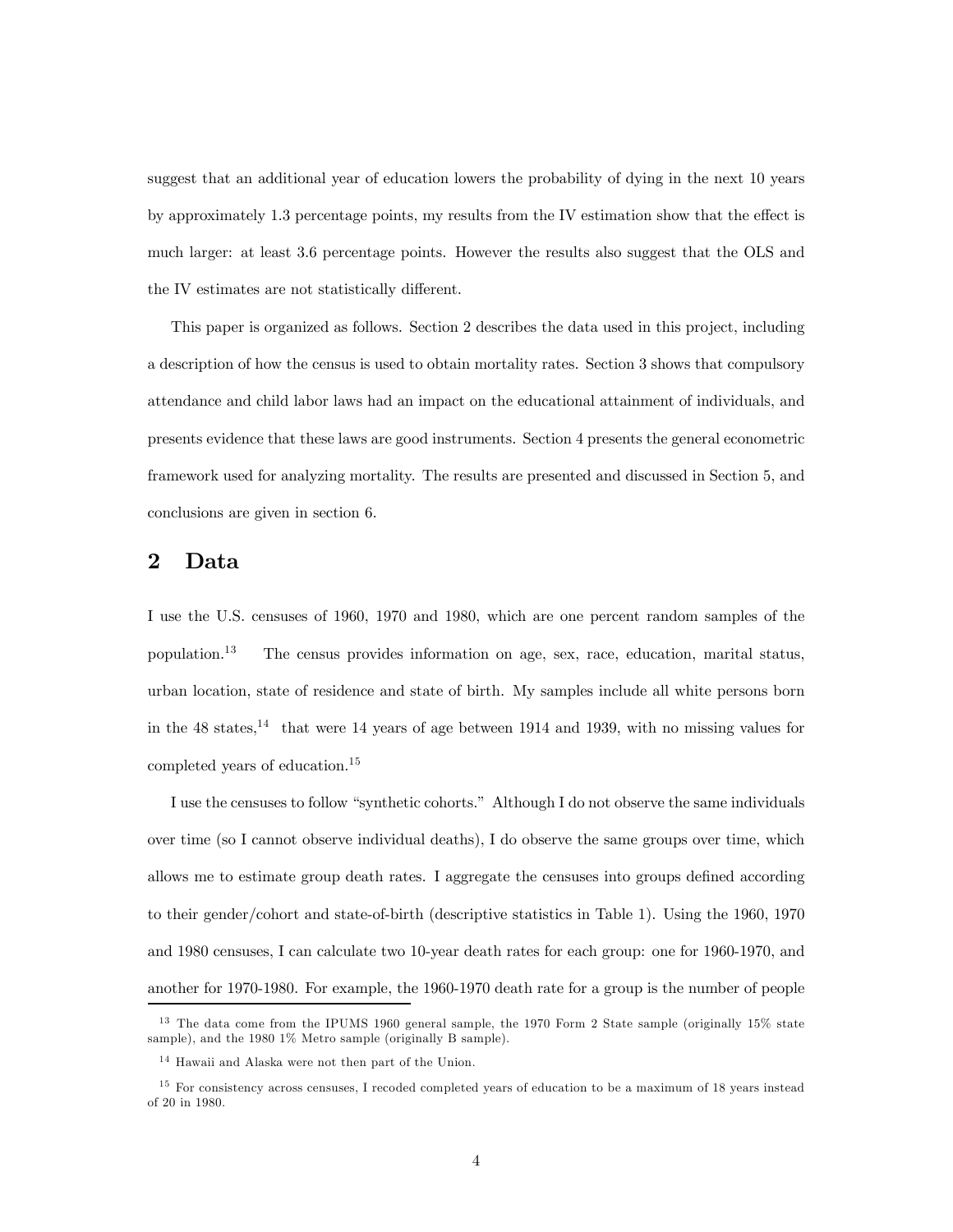suggest that an additional year of education lowers the probability of dying in the next 10 years by approximately 1.3 percentage points, my results from the IV estimation show that the effect is much larger: at least 3.6 percentage points. However the results also suggest that the OLS and the IV estimates are not statistically different.

This paper is organized as follows. Section 2 describes the data used in this project, including a description of how the census is used to obtain mortality rates. Section 3 shows that compulsory attendance and child labor laws had an impact on the educational attainment of individuals, and presents evidence that these laws are good instruments. Section 4 presents the general econometric framework used for analyzing mortality. The results are presented and discussed in Section 5, and conclusions are given in section 6.

## 2 Data

I use the U.S. censuses of 1960, 1970 and 1980, which are one percent random samples of the population.[13] The census provides information on age, sex, race, education, marital status, urban location, state of residence and state of birth. My samples include all white persons born in the 48 states,[14] that were 14 years of age between 1914 and 1939, with no missing values for completed years of education.[15]

I use the censuses to follow "synthetic cohorts." Although I do not observe the same individuals over time (so I cannot observe individual deaths), I do observe the same groups over time, which allows me to estimate group death rates. I aggregate the censuses into groups defined according to their gender/cohort and state-of-birth (descriptive statistics in Table 1). Using the 1960, 1970 and 1980 censuses, I can calculate two 10-year death rates for each group: one for 1960-1970, and another for 1970-1980. For example, the 1960-1970 death rate for a group is the number of people

---

[13] The data come from the IPUMS 1960 general sample, the 1970 Form 2 State sample (originally 15% state sample), and the 1980 1% Metro sample (originally B sample).

[14] Hawaii and Alaska were not then part of the Union.

[15] For consistency across censuses, I recoded completed years of education to be a maximum of 18 years instead of 20 in 1980.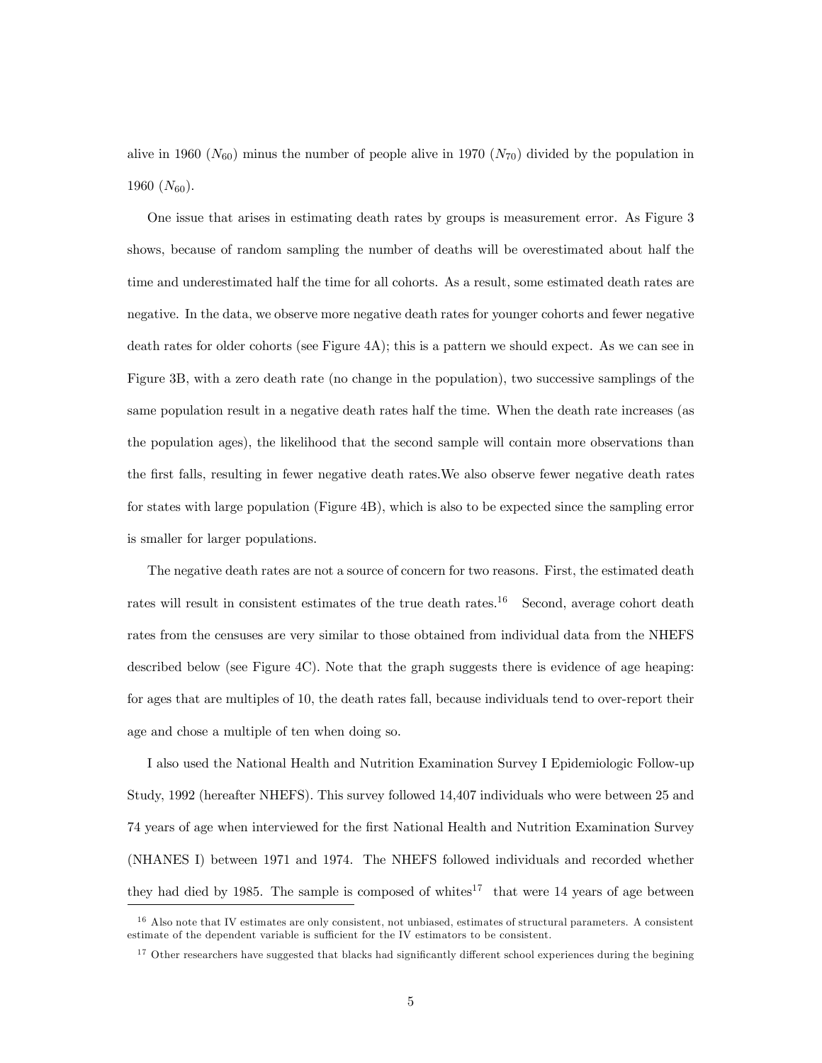alive in 1960 ($N_{60}$) minus the number of people alive in 1970 ($N_{70}$) divided by the population in 1960 ($N_{60}$).

One issue that arises in estimating death rates by groups is measurement error. As Figure 3 shows, because of random sampling the number of deaths will be overestimated about half the time and underestimated half the time for all cohorts. As a result, some estimated death rates are negative. In the data, we observe more negative death rates for younger cohorts and fewer negative death rates for older cohorts (see Figure 4A); this is a pattern we should expect. As we can see in Figure 3B, with a zero death rate (no change in the population), two successive samplings of the same population result in a negative death rates half the time. When the death rate increases (as the population ages), the likelihood that the second sample will contain more observations than the first falls, resulting in fewer negative death rates.We also observe fewer negative death rates for states with large population (Figure 4B), which is also to be expected since the sampling error is smaller for larger populations.

The negative death rates are not a source of concern for two reasons. First, the estimated death rates will result in consistent estimates of the true death rates.[16] Second, average cohort death rates from the censuses are very similar to those obtained from individual data from the NHEFS described below (see Figure 4C). Note that the graph suggests there is evidence of age heaping: for ages that are multiples of 10, the death rates fall, because individuals tend to over-report their age and chose a multiple of ten when doing so.

I also used the National Health and Nutrition Examination Survey I Epidemiologic Follow-up Study, 1992 (hereafter NHEFS). This survey followed 14,407 individuals who were between 25 and 74 years of age when interviewed for the first National Health and Nutrition Examination Survey (NHANES I) between 1971 and 1974. The NHEFS followed individuals and recorded whether they had died by 1985. The sample is composed of whites[17] that were 14 years of age between

[16] Also note that IV estimates are only consistent, not unbiased, estimates of structural parameters. A consistent estimate of the dependent variable is sufficient for the IV estimators to be consistent.

[17] Other researchers have suggested that blacks had significantly different school experiences during the begining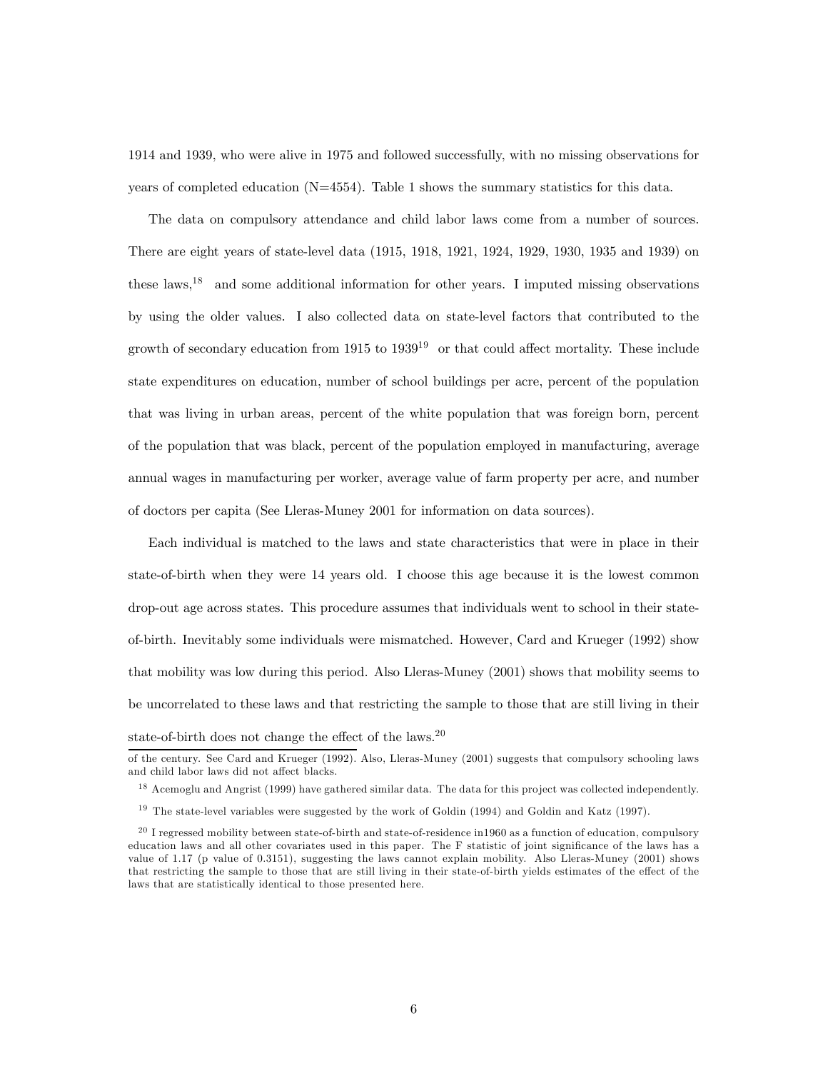1914 and 1939, who were alive in 1975 and followed successfully, with no missing observations for years of completed education (N=4554). Table 1 shows the summary statistics for this data.

The data on compulsory attendance and child labor laws come from a number of sources. There are eight years of state-level data (1915, 1918, 1921, 1924, 1929, 1930, 1935 and 1939) on these laws,[18] and some additional information for other years. I imputed missing observations by using the older values. I also collected data on state-level factors that contributed to the growth of secondary education from 1915 to 1939[19] or that could affect mortality. These include state expenditures on education, number of school buildings per acre, percent of the population that was living in urban areas, percent of the white population that was foreign born, percent of the population that was black, percent of the population employed in manufacturing, average annual wages in manufacturing per worker, average value of farm property per acre, and number of doctors per capita (See Lleras-Muney 2001 for information on data sources).

Each individual is matched to the laws and state characteristics that were in place in their state-of-birth when they were 14 years old. I choose this age because it is the lowest common drop-out age across states. This procedure assumes that individuals went to school in their state-of-birth. Inevitably some individuals were mismatched. However, Card and Krueger (1992) show that mobility was low during this period. Also Lleras-Muney (2001) shows that mobility seems to be uncorrelated to these laws and that restricting the sample to those that are still living in their state-of-birth does not change the effect of the laws.[20]

---

of the century. See Card and Krueger (1992). Also, Lleras-Muney (2001) suggests that compulsory schooling laws and child labor laws did not affect blacks.

[18] Acemoglu and Angrist (1999) have gathered similar data. The data for this project was collected independently.

[19] The state-level variables were suggested by the work of Goldin (1994) and Goldin and Katz (1997).

[20] I regressed mobility between state-of-birth and state-of-residence in1960 as a function of education, compulsory education laws and all other covariates used in this paper. The F statistic of joint significance of the laws has a value of 1.17 (p value of 0.3151), suggesting the laws cannot explain mobility. Also Lleras-Muney (2001) shows that restricting the sample to those that are still living in their state-of-birth yields estimates of the effect of the laws that are statistically identical to those presented here.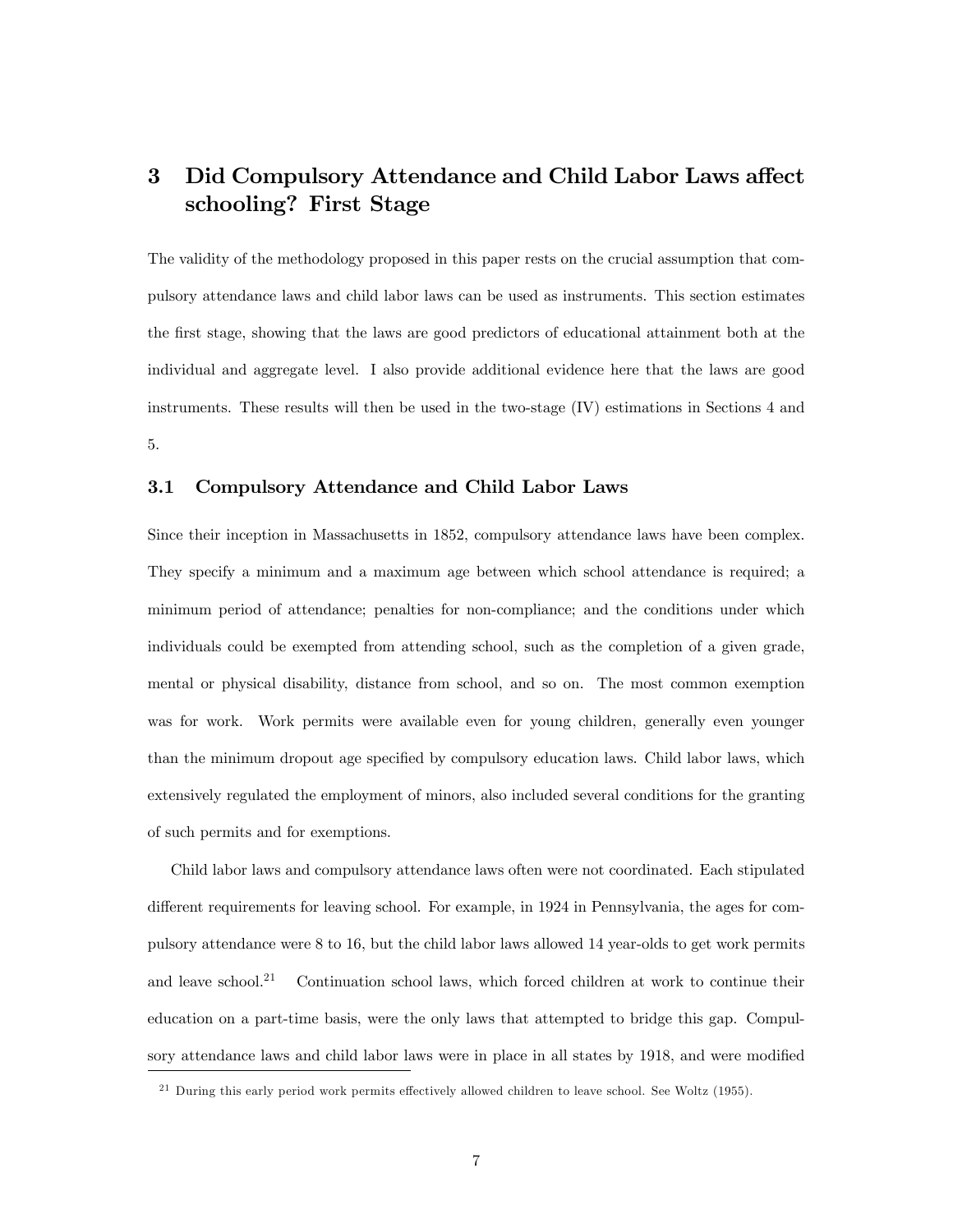## 3 Did Compulsory Attendance and Child Labor Laws affect schooling? First Stage

The validity of the methodology proposed in this paper rests on the crucial assumption that compulsory attendance laws and child labor laws can be used as instruments. This section estimates the first stage, showing that the laws are good predictors of educational attainment both at the individual and aggregate level. I also provide additional evidence here that the laws are good instruments. These results will then be used in the two-stage (IV) estimations in Sections 4 and 5.

### 3.1 Compulsory Attendance and Child Labor Laws

Since their inception in Massachusetts in 1852, compulsory attendance laws have been complex. They specify a minimum and a maximum age between which school attendance is required; a minimum period of attendance; penalties for non-compliance; and the conditions under which individuals could be exempted from attending school, such as the completion of a given grade, mental or physical disability, distance from school, and so on. The most common exemption was for work. Work permits were available even for young children, generally even younger than the minimum dropout age specified by compulsory education laws. Child labor laws, which extensively regulated the employment of minors, also included several conditions for the granting of such permits and for exemptions.

Child labor laws and compulsory attendance laws often were not coordinated. Each stipulated different requirements for leaving school. For example, in 1924 in Pennsylvania, the ages for compulsory attendance were 8 to 16, but the child labor laws allowed 14 year-olds to get work permits and leave school.[21] Continuation school laws, which forced children at work to continue their education on a part-time basis, were the only laws that attempted to bridge this gap. Compulsory attendance laws and child labor laws were in place in all states by 1918, and were modified

[21] During this early period work permits effectively allowed children to leave school. See Woltz (1955).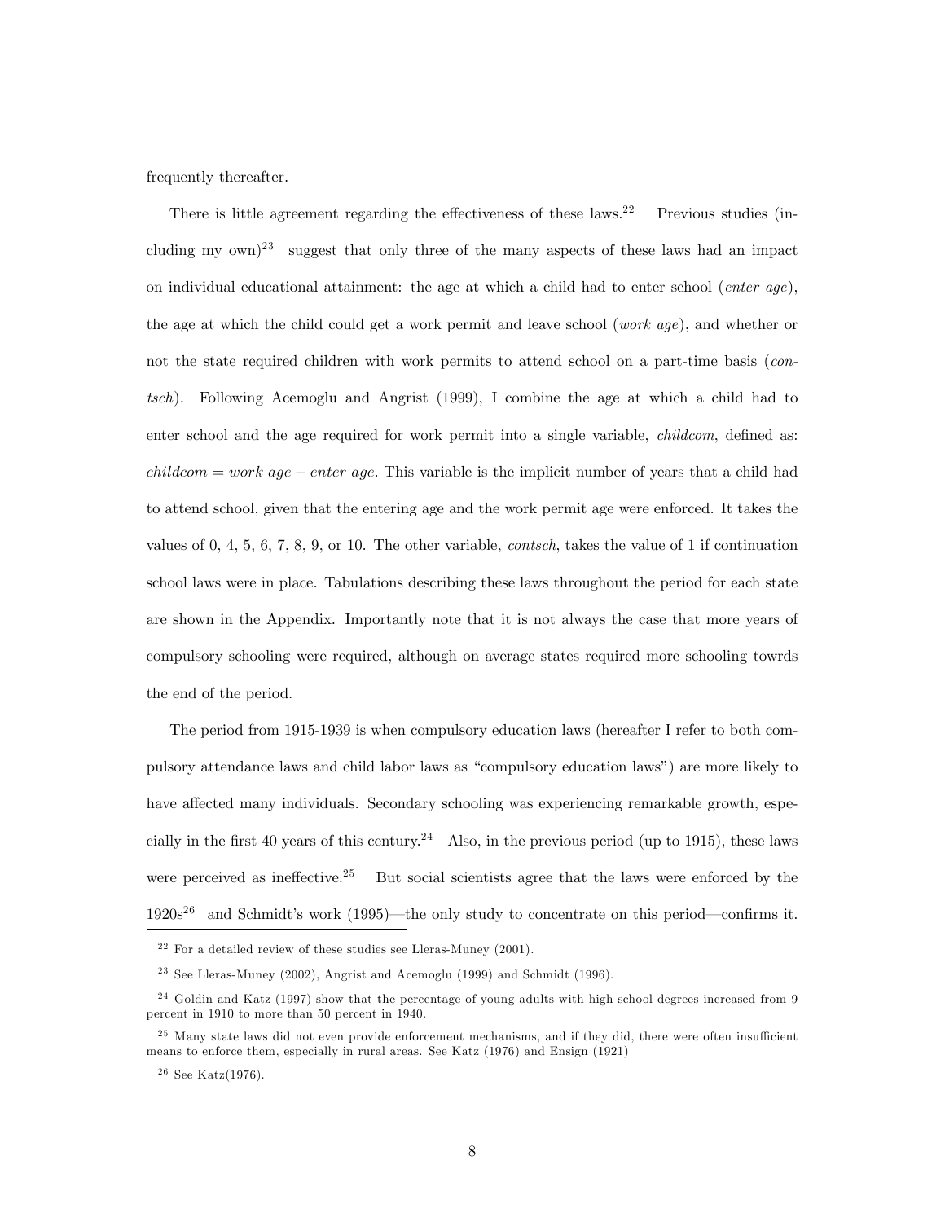frequently thereafter.

There is little agreement regarding the effectiveness of these laws.[22] Previous studies (including my own)[23] suggest that only three of the many aspects of these laws had an impact on individual educational attainment: the age at which a child had to enter school (*enter age*), the age at which the child could get a work permit and leave school (*work age*), and whether or not the state required children with work permits to attend school on a part-time basis (*contsch*). Following Acemoglu and Angrist (1999), I combine the age at which a child had to enter school and the age required for work permit into a single variable, *childcom*, defined as: *childcom* = *work age* − *enter age*. This variable is the implicit number of years that a child had to attend school, given that the entering age and the work permit age were enforced. It takes the values of 0, 4, 5, 6, 7, 8, 9, or 10. The other variable, *contsch*, takes the value of 1 if continuation school laws were in place. Tabulations describing these laws throughout the period for each state are shown in the Appendix. Importantly note that it is not always the case that more years of compulsory schooling were required, although on average states required more schooling towrds the end of the period.

The period from 1915-1939 is when compulsory education laws (hereafter I refer to both compulsory attendance laws and child labor laws as "compulsory education laws") are more likely to have affected many individuals. Secondary schooling was experiencing remarkable growth, especially in the first 40 years of this century.[24] Also, in the previous period (up to 1915), these laws were perceived as ineffective.[25] But social scientists agree that the laws were enforced by the 1920s[26] and Schmidt's work (1995)—the only study to concentrate on this period—confirms it.

---

[22] For a detailed review of these studies see Lleras-Muney (2001).

[23] See Lleras-Muney (2002), Angrist and Acemoglu (1999) and Schmidt (1996).

[24] Goldin and Katz (1997) show that the percentage of young adults with high school degrees increased from 9 percent in 1910 to more than 50 percent in 1940.

[25] Many state laws did not even provide enforcement mechanisms, and if they did, there were often insufficient means to enforce them, especially in rural areas. See Katz (1976) and Ensign (1921)

[26] See Katz(1976).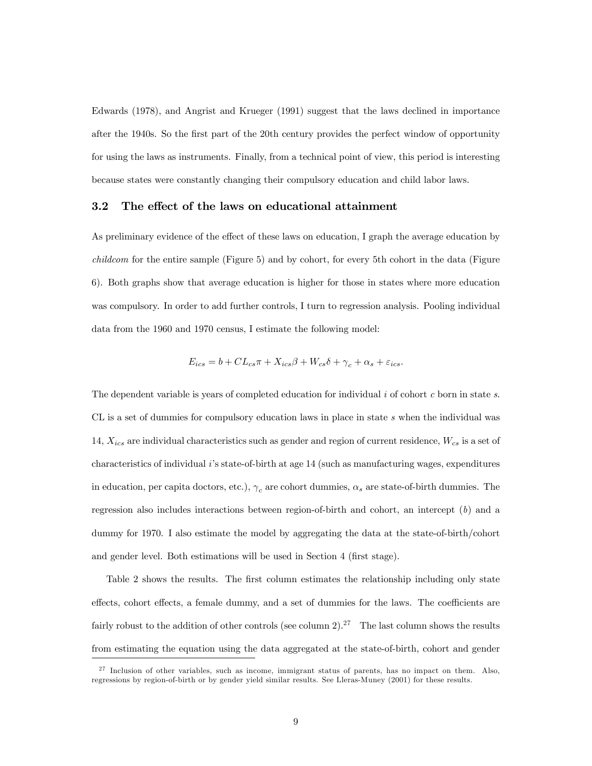Edwards (1978), and Angrist and Krueger (1991) suggest that the laws declined in importance after the 1940s. So the first part of the 20th century provides the perfect window of opportunity for using the laws as instruments. Finally, from a technical point of view, this period is interesting because states were constantly changing their compulsory education and child labor laws.

### 3.2 The effect of the laws on educational attainment

As preliminary evidence of the effect of these laws on education, I graph the average education by *childcom* for the entire sample (Figure 5) and by cohort, for every 5th cohort in the data (Figure 6). Both graphs show that average education is higher for those in states where more education was compulsory. In order to add further controls, I turn to regression analysis. Pooling individual data from the 1960 and 1970 census, I estimate the following model:

$$E_{ics} = b + CL_{cs}\pi + X_{ics}\beta + W_{cs}\delta + \gamma_c + \alpha_s + \varepsilon_{ics}.$$

The dependent variable is years of completed education for individual $i$ of cohort $c$ born in state $s$. CL is a set of dummies for compulsory education laws in place in state $s$ when the individual was 14, $X_{ics}$ are individual characteristics such as gender and region of current residence, $W_{cs}$ is a set of characteristics of individual $i$'s state-of-birth at age 14 (such as manufacturing wages, expenditures in education, per capita doctors, etc.), $\gamma_c$ are cohort dummies, $\alpha_s$ are state-of-birth dummies. The regression also includes interactions between region-of-birth and cohort, an intercept ($b$) and a dummy for 1970. I also estimate the model by aggregating the data at the state-of-birth/cohort and gender level. Both estimations will be used in Section 4 (first stage).

Table 2 shows the results. The first column estimates the relationship including only state effects, cohort effects, a female dummy, and a set of dummies for the laws. The coefficients are fairly robust to the addition of other controls (see column 2).[27] The last column shows the results from estimating the equation using the data aggregated at the state-of-birth, cohort and gender

[27] Inclusion of other variables, such as income, immigrant status of parents, has no impact on them. Also, regressions by region-of-birth or by gender yield similar results. See Lleras-Muney (2001) for these results.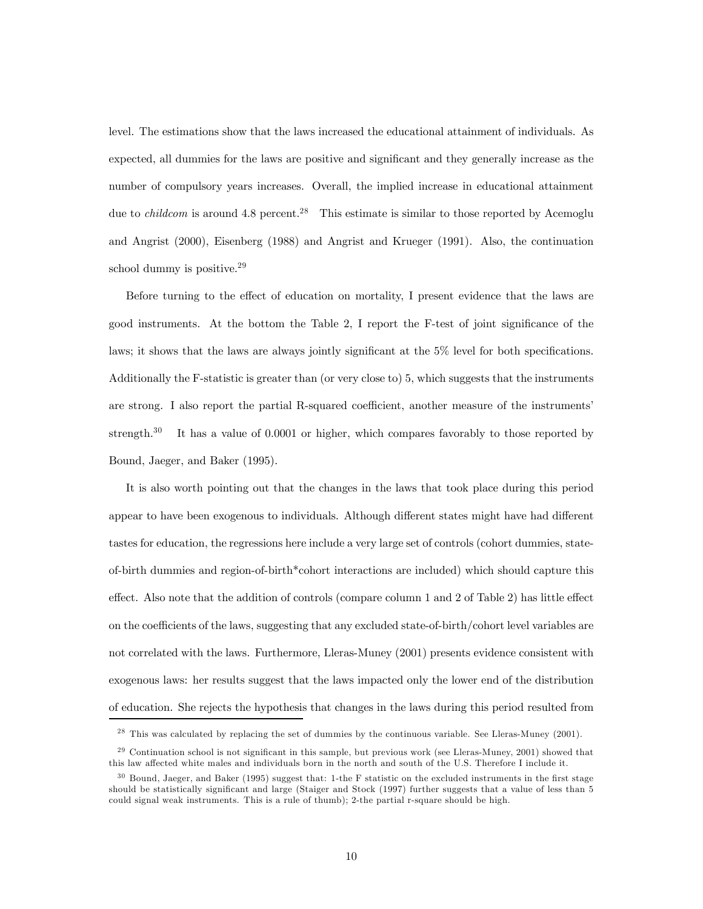level. The estimations show that the laws increased the educational attainment of individuals. As expected, all dummies for the laws are positive and significant and they generally increase as the number of compulsory years increases. Overall, the implied increase in educational attainment due to *childcom* is around 4.8 percent.[28] This estimate is similar to those reported by Acemoglu and Angrist (2000), Eisenberg (1988) and Angrist and Krueger (1991). Also, the continuation school dummy is positive.[29]

Before turning to the effect of education on mortality, I present evidence that the laws are good instruments. At the bottom the Table 2, I report the F-test of joint significance of the laws; it shows that the laws are always jointly significant at the 5% level for both specifications. Additionally the F-statistic is greater than (or very close to) 5, which suggests that the instruments are strong. I also report the partial R-squared coefficient, another measure of the instruments' strength.[30] It has a value of 0.0001 or higher, which compares favorably to those reported by Bound, Jaeger, and Baker (1995).

It is also worth pointing out that the changes in the laws that took place during this period appear to have been exogenous to individuals. Although different states might have had different tastes for education, the regressions here include a very large set of controls (cohort dummies, state-of-birth dummies and region-of-birth*cohort interactions are included) which should capture this effect. Also note that the addition of controls (compare column 1 and 2 of Table 2) has little effect on the coefficients of the laws, suggesting that any excluded state-of-birth/cohort level variables are not correlated with the laws. Furthermore, Lleras-Muney (2001) presents evidence consistent with exogenous laws: her results suggest that the laws impacted only the lower end of the distribution of education. She rejects the hypothesis that changes in the laws during this period resulted from

---

[28] This was calculated by replacing the set of dummies by the continuous variable. See Lleras-Muney (2001).

[29] Continuation school is not significant in this sample, but previous work (see Lleras-Muney, 2001) showed that this law affected white males and individuals born in the north and south of the U.S. Therefore I include it.

[30] Bound, Jaeger, and Baker (1995) suggest that: 1-the F statistic on the excluded instruments in the first stage should be statistically significant and large (Staiger and Stock (1997) further suggests that a value of less than 5 could signal weak instruments. This is a rule of thumb); 2-the partial r-square should be high.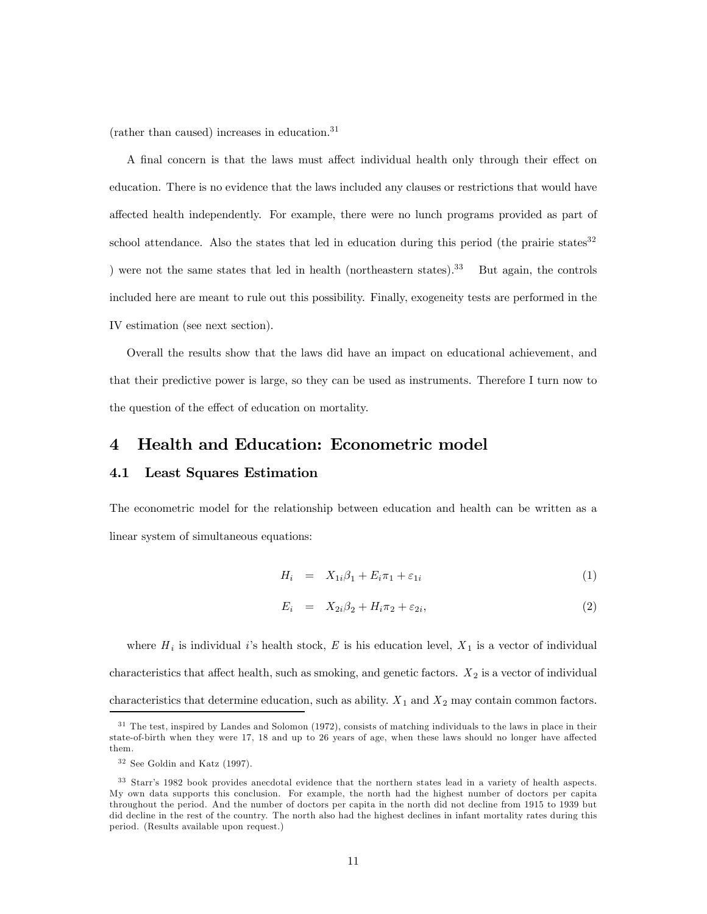(rather than caused) increases in education.[31]

A final concern is that the laws must affect individual health only through their effect on education. There is no evidence that the laws included any clauses or restrictions that would have affected health independently. For example, there were no lunch programs provided as part of school attendance. Also the states that led in education during this period (the prairie states[32] ) were not the same states that led in health (northeastern states).[33] But again, the controls included here are meant to rule out this possibility. Finally, exogeneity tests are performed in the IV estimation (see next section).

Overall the results show that the laws did have an impact on educational achievement, and that their predictive power is large, so they can be used as instruments. Therefore I turn now to the question of the effect of education on mortality.

# 4 Health and Education: Econometric model

## 4.1 Least Squares Estimation

The econometric model for the relationship between education and health can be written as a linear system of simultaneous equations:

$$H_i = X_{1i}\beta_1 + E_i\pi_1 + \varepsilon_{1i} \tag{1}$$

$$E_i = X_{2i}\beta_2 + H_i\pi_2 + \varepsilon_{2i}, \tag{2}$$

where $H_i$ is individual $i$'s health stock, $E$ is his education level, $X_1$ is a vector of individual characteristics that affect health, such as smoking, and genetic factors. $X_2$ is a vector of individual characteristics that determine education, such as ability. $X_1$ and $X_2$ may contain common factors.

[31] The test, inspired by Landes and Solomon (1972), consists of matching individuals to the laws in place in their state-of-birth when they were 17, 18 and up to 26 years of age, when these laws should no longer have affected them.

[32] See Goldin and Katz (1997).

[33] Starr's 1982 book provides anecdotal evidence that the northern states lead in a variety of health aspects. My own data supports this conclusion. For example, the north had the highest number of doctors per capita throughout the period. And the number of doctors per capita in the north did not decline from 1915 to 1939 but did decline in the rest of the country. The north also had the highest declines in infant mortality rates during this period. (Results available upon request.)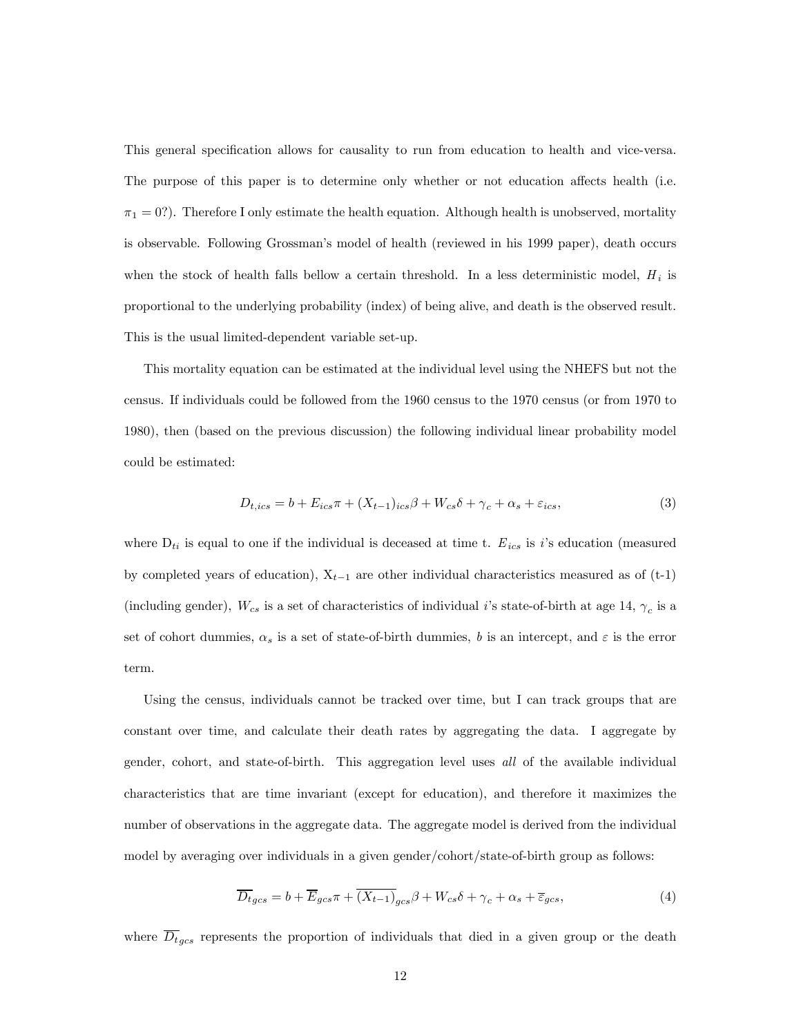This general specification allows for causality to run from education to health and vice-versa. The purpose of this paper is to determine only whether or not education affects health (i.e. $\pi_1 = 0$?). Therefore I only estimate the health equation. Although health is unobserved, mortality is observable. Following Grossman's model of health (reviewed in his 1999 paper), death occurs when the stock of health falls bellow a certain threshold. In a less deterministic model, $H_i$ is proportional to the underlying probability (index) of being alive, and death is the observed result. This is the usual limited-dependent variable set-up.

This mortality equation can be estimated at the individual level using the NHEFS but not the census. If individuals could be followed from the 1960 census to the 1970 census (or from 1970 to 1980), then (based on the previous discussion) the following individual linear probability model could be estimated:

$$D_{t,ics} = b + E_{ics}\pi + (X_{t-1})_{ics}\beta + W_{cs}\delta + \gamma_c + \alpha_s + \varepsilon_{ics}, \tag{3}$$

where $D_{ti}$ is equal to one if the individual is deceased at time t. $E_{ics}$ is $i$'s education (measured by completed years of education), $X_{t-1}$ are other individual characteristics measured as of (t-1) (including gender), $W_{cs}$ is a set of characteristics of individual $i$'s state-of-birth at age 14, $\gamma_c$ is a set of cohort dummies, $\alpha_s$ is a set of state-of-birth dummies, $b$ is an intercept, and $\varepsilon$ is the error term.

Using the census, individuals cannot be tracked over time, but I can track groups that are constant over time, and calculate their death rates by aggregating the data. I aggregate by gender, cohort, and state-of-birth. This aggregation level uses *all* of the available individual characteristics that are time invariant (except for education), and therefore it maximizes the number of observations in the aggregate data. The aggregate model is derived from the individual model by averaging over individuals in a given gender/cohort/state-of-birth group as follows:

$$\overline{D_t}_{gcs} = b + \overline{E}_{gcs}\pi + \overline{(X_{t-1})}_{gcs}\beta + W_{cs}\delta + \gamma_c + \alpha_s + \overline{\varepsilon}_{gcs}, \tag{4}$$

where $\overline{D_t}_{gcs}$ represents the proportion of individuals that died in a given group or the death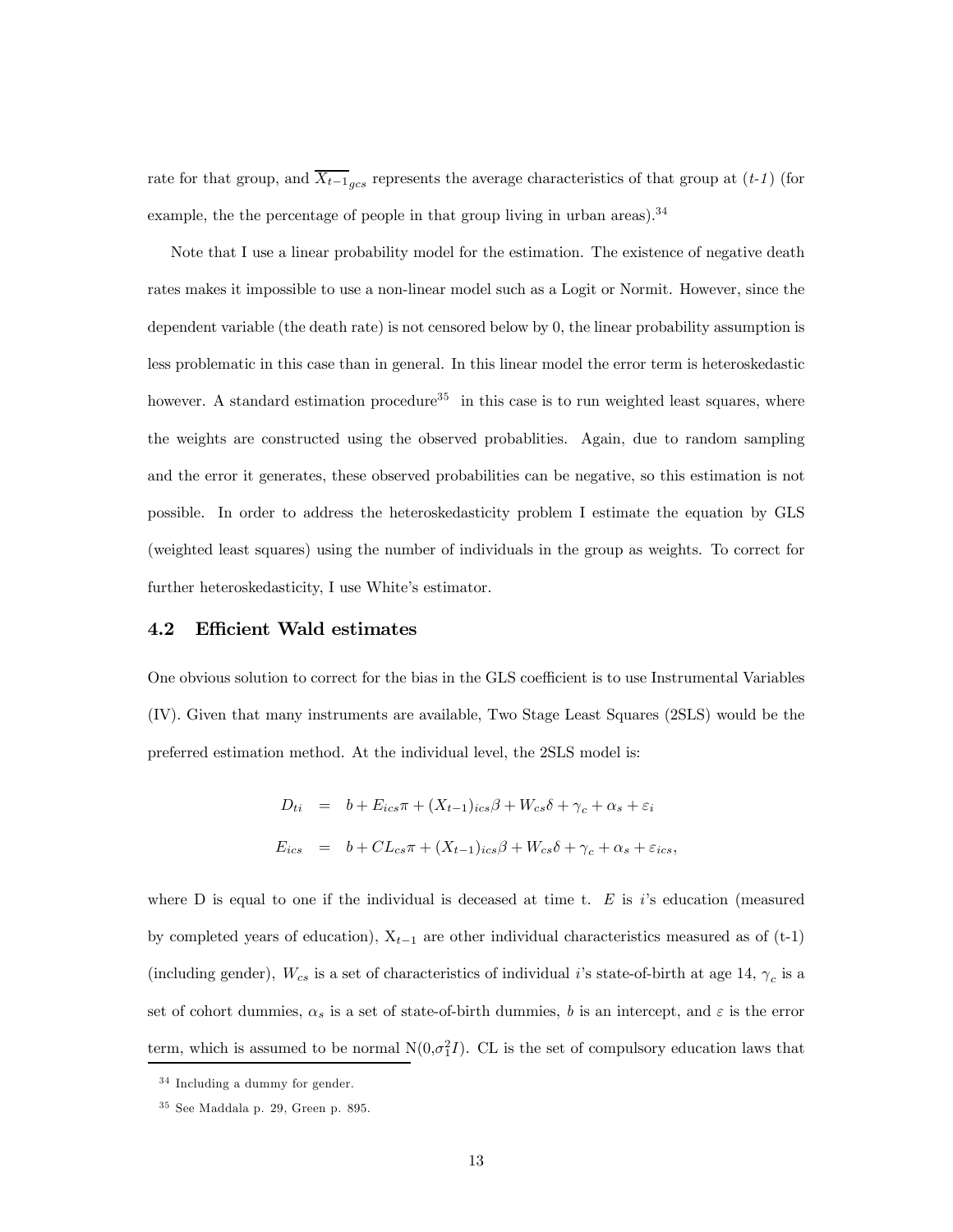rate for that group, and $\overline{X_{t-1}}_{gcs}$ represents the average characteristics of that group at (*t-1*) (for example, the the percentage of people in that group living in urban areas).[34]

Note that I use a linear probability model for the estimation. The existence of negative death rates makes it impossible to use a non-linear model such as a Logit or Normit. However, since the dependent variable (the death rate) is not censored below by 0, the linear probability assumption is less problematic in this case than in general. In this linear model the error term is heteroskedastic however. A standard estimation procedure[35] in this case is to run weighted least squares, where the weights are constructed using the observed probablities. Again, due to random sampling and the error it generates, these observed probabilities can be negative, so this estimation is not possible. In order to address the heteroskedasticity problem I estimate the equation by GLS (weighted least squares) using the number of individuals in the group as weights. To correct for further heteroskedasticity, I use White's estimator.

## 4.2 Efficient Wald estimates

One obvious solution to correct for the bias in the GLS coefficient is to use Instrumental Variables (IV). Given that many instruments are available, Two Stage Least Squares (2SLS) would be the preferred estimation method. At the individual level, the 2SLS model is:

$$
\begin{aligned}
D_{ti} &= b + E_{ics}\pi + (X_{t-1})_{ics}\beta + W_{cs}\delta + \gamma_c + \alpha_s + \varepsilon_i \\
E_{ics} &= b + CL_{cs}\pi + (X_{t-1})_{ics}\beta + W_{cs}\delta + \gamma_c + \alpha_s + \varepsilon_{ics},
\end{aligned}
$$

where D is equal to one if the individual is deceased at time t. $E$ is $i$'s education (measured by completed years of education), $X_{t-1}$ are other individual characteristics measured as of (t-1) (including gender), $W_{cs}$ is a set of characteristics of individual $i$'s state-of-birth at age 14, $\gamma_c$ is a set of cohort dummies, $\alpha_s$ is a set of state-of-birth dummies, $b$ is an intercept, and $\varepsilon$ is the error term, which is assumed to be normal $N(0,\sigma_1^2 I)$. CL is the set of compulsory education laws that

[34] Including a dummy for gender.

[35] See Maddala p. 29, Green p. 895.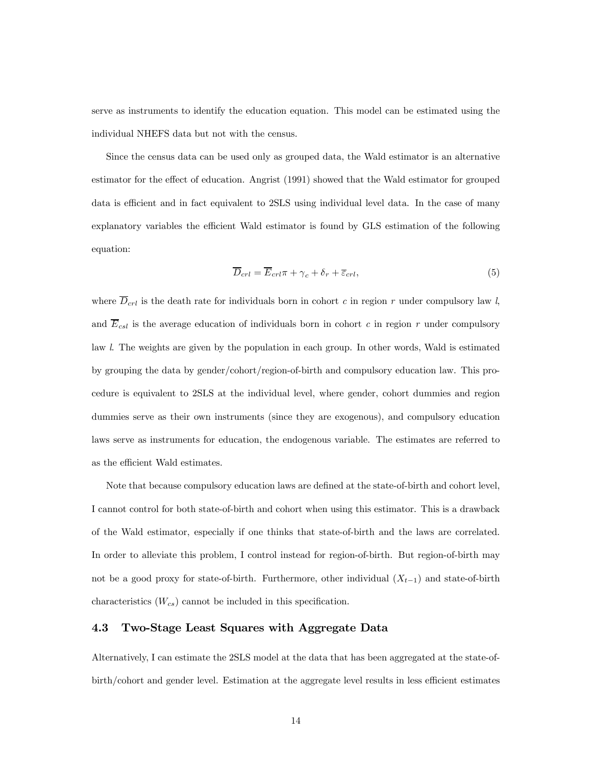serve as instruments to identify the education equation. This model can be estimated using the individual NHEFS data but not with the census.

Since the census data can be used only as grouped data, the Wald estimator is an alternative estimator for the effect of education. Angrist (1991) showed that the Wald estimator for grouped data is efficient and in fact equivalent to 2SLS using individual level data. In the case of many explanatory variables the efficient Wald estimator is found by GLS estimation of the following equation:

$$\overline{D}_{crl} = \overline{E}_{crl}\pi + \gamma_c + \delta_r + \overline{\varepsilon}_{crl}, \tag{5}$$

where $\overline{D}_{crl}$ is the death rate for individuals born in cohort $c$ in region $r$ under compulsory law $l$, and $\overline{E}_{csl}$ is the average education of individuals born in cohort $c$ in region $r$ under compulsory law $l$. The weights are given by the population in each group. In other words, Wald is estimated by grouping the data by gender/cohort/region-of-birth and compulsory education law. This procedure is equivalent to 2SLS at the individual level, where gender, cohort dummies and region dummies serve as their own instruments (since they are exogenous), and compulsory education laws serve as instruments for education, the endogenous variable. The estimates are referred to as the efficient Wald estimates.

Note that because compulsory education laws are defined at the state-of-birth and cohort level, I cannot control for both state-of-birth and cohort when using this estimator. This is a drawback of the Wald estimator, especially if one thinks that state-of-birth and the laws are correlated. In order to alleviate this problem, I control instead for region-of-birth. But region-of-birth may not be a good proxy for state-of-birth. Furthermore, other individual ($X_{t-1}$) and state-of-birth characteristics ($W_{cs}$) cannot be included in this specification.

### 4.3 Two-Stage Least Squares with Aggregate Data

Alternatively, I can estimate the 2SLS model at the data that has been aggregated at the state-of-birth/cohort and gender level. Estimation at the aggregate level results in less efficient estimates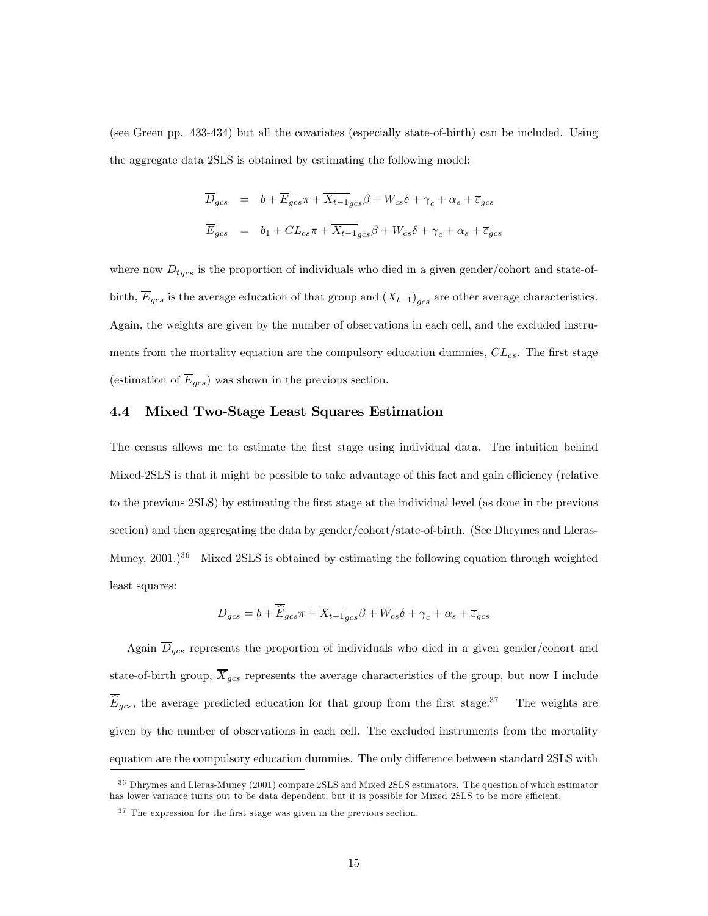(see Green pp. 433-434) but all the covariates (especially state-of-birth) can be included. Using the aggregate data 2SLS is obtained by estimating the following model:

$$\overline{D}_{gcs} = b + \overline{E}_{gcs}\pi + \overline{X_{t-1}}_{gcs}\beta + W_{cs}\delta + \gamma_c + \alpha_s + \overline{\varepsilon}_{gcs}$$

$$\overline{E}_{gcs} = b_1 + CL_{cs}\pi + \overline{X_{t-1}}_{gcs}\beta + W_{cs}\delta + \gamma_c + \alpha_s + \overline{\varepsilon}_{gcs}$$

where now $\overline{D_t}_{gcs}$ is the proportion of individuals who died in a given gender/cohort and state-of-birth, $\overline{E}_{gcs}$ is the average education of that group and $\overline{(X_{t-1})}_{gcs}$ are other average characteristics. Again, the weights are given by the number of observations in each cell, and the excluded instruments from the mortality equation are the compulsory education dummies, $CL_{cs}$. The first stage (estimation of $\overline{E}_{gcs}$) was shown in the previous section.

## 4.4 Mixed Two-Stage Least Squares Estimation

The census allows me to estimate the first stage using individual data. The intuition behind Mixed-2SLS is that it might be possible to take advantage of this fact and gain efficiency (relative to the previous 2SLS) by estimating the first stage at the individual level (as done in the previous section) and then aggregating the data by gender/cohort/state-of-birth. (See Dhrymes and Lleras-Muney, 2001.)[36] Mixed 2SLS is obtained by estimating the following equation through weighted least squares:

$$\overline{D}_{gcs} = b + \overline{\widehat{E}}_{gcs}\pi + \overline{X_{t-1}}_{gcs}\beta + W_{cs}\delta + \gamma_c + \alpha_s + \overline{\varepsilon}_{gcs}$$

Again $\overline{D}_{gcs}$ represents the proportion of individuals who died in a given gender/cohort and state-of-birth group, $\overline{X}_{gcs}$ represents the average characteristics of the group, but now I include $\overline{\widehat{E}}_{gcs}$, the average predicted education for that group from the first stage.[37] The weights are given by the number of observations in each cell. The excluded instruments from the mortality equation are the compulsory education dummies. The only difference between standard 2SLS with

[36] Dhrymes and Lleras-Muney (2001) compare 2SLS and Mixed 2SLS estimators. The question of which estimator has lower variance turns out to be data dependent, but it is possible for Mixed 2SLS to be more efficient.

[37] The expression for the first stage was given in the previous section.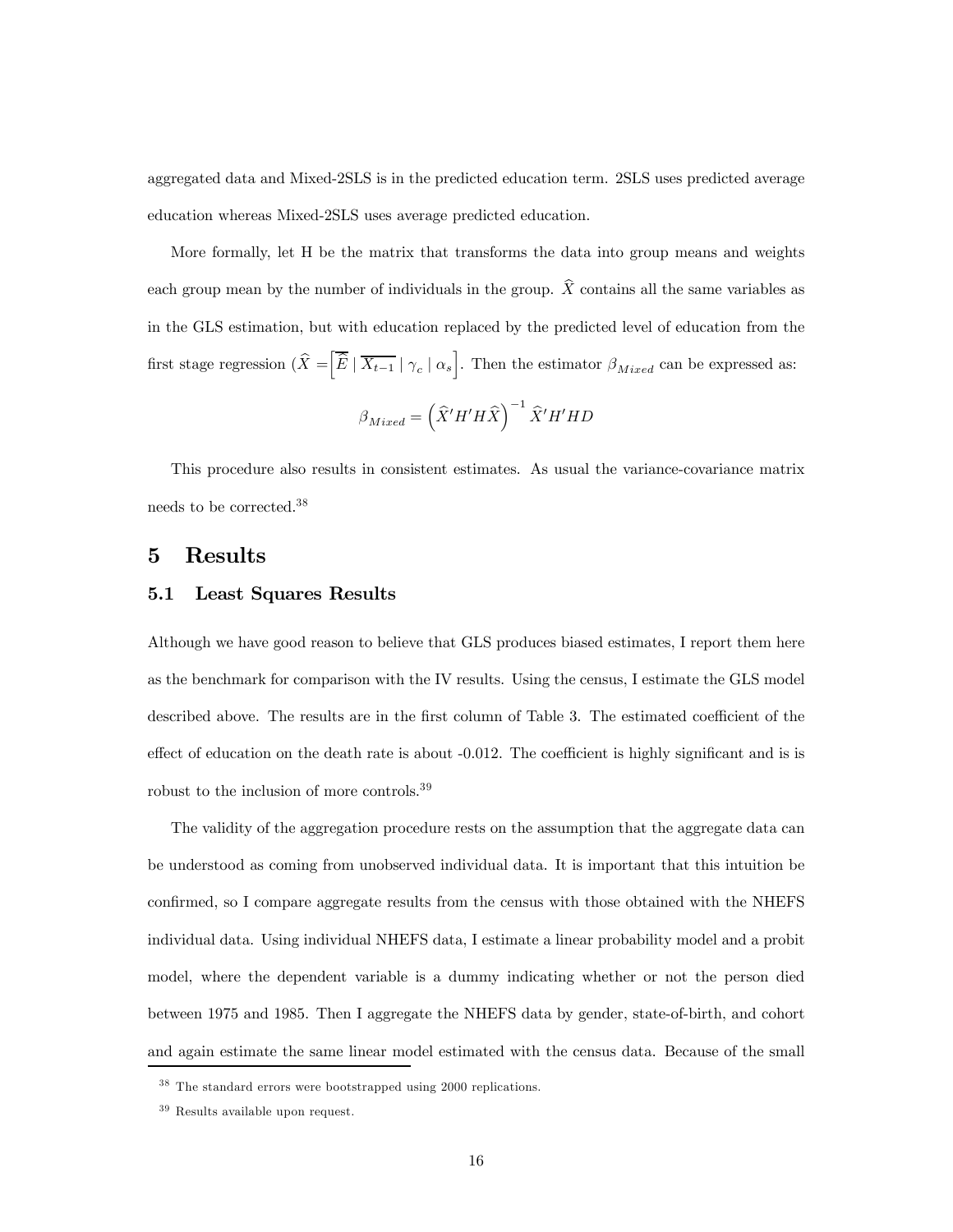aggregated data and Mixed-2SLS is in the predicted education term. 2SLS uses predicted average education whereas Mixed-2SLS uses average predicted education.

More formally, let H be the matrix that transforms the data into group means and weights each group mean by the number of individuals in the group. $\widehat{X}$ contains all the same variables as in the GLS estimation, but with education replaced by the predicted level of education from the first stage regression ($\widehat{X} = \left[\overline{\widehat{E}} \mid \overline{X_{t-1}} \mid \gamma_c \mid \alpha_s\right]$. Then the estimator $\beta_{Mixed}$ can be expressed as:

$$\beta_{Mixed} = \left(\widehat{X}'H'H\widehat{X}\right)^{-1}\widehat{X}'H'HD$$

This procedure also results in consistent estimates. As usual the variance-covariance matrix needs to be corrected.[38]

# 5 Results

## 5.1 Least Squares Results

Although we have good reason to believe that GLS produces biased estimates, I report them here as the benchmark for comparison with the IV results. Using the census, I estimate the GLS model described above. The results are in the first column of Table 3. The estimated coefficient of the effect of education on the death rate is about -0.012. The coefficient is highly significant and is is robust to the inclusion of more controls.[39]

The validity of the aggregation procedure rests on the assumption that the aggregate data can be understood as coming from unobserved individual data. It is important that this intuition be confirmed, so I compare aggregate results from the census with those obtained with the NHEFS individual data. Using individual NHEFS data, I estimate a linear probability model and a probit model, where the dependent variable is a dummy indicating whether or not the person died between 1975 and 1985. Then I aggregate the NHEFS data by gender, state-of-birth, and cohort and again estimate the same linear model estimated with the census data. Because of the small

[38] The standard errors were bootstrapped using 2000 replications.

[39] Results available upon request.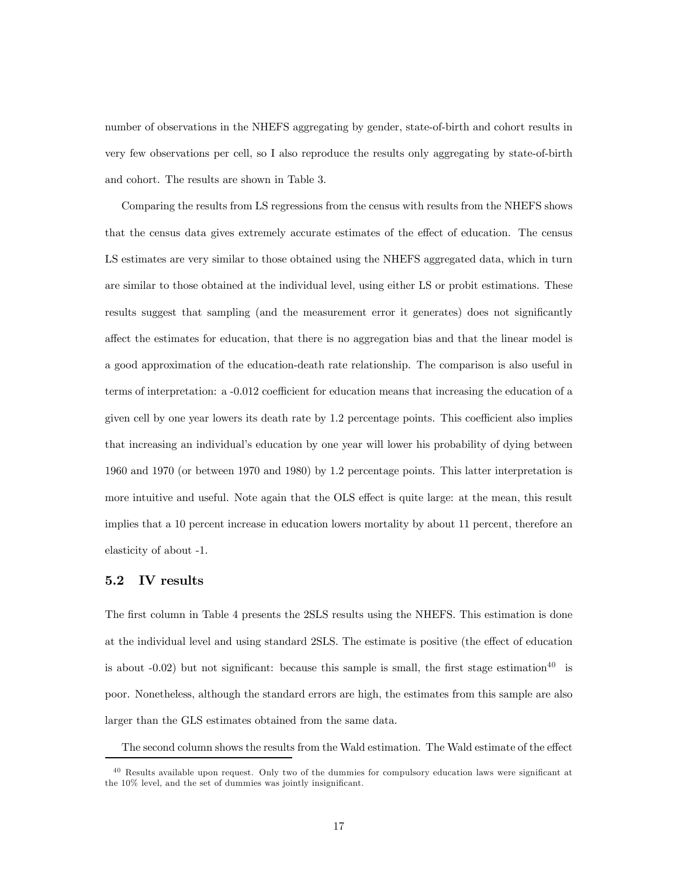number of observations in the NHEFS aggregating by gender, state-of-birth and cohort results in very few observations per cell, so I also reproduce the results only aggregating by state-of-birth and cohort. The results are shown in Table 3.

Comparing the results from LS regressions from the census with results from the NHEFS shows that the census data gives extremely accurate estimates of the effect of education. The census LS estimates are very similar to those obtained using the NHEFS aggregated data, which in turn are similar to those obtained at the individual level, using either LS or probit estimations. These results suggest that sampling (and the measurement error it generates) does not significantly affect the estimates for education, that there is no aggregation bias and that the linear model is a good approximation of the education-death rate relationship. The comparison is also useful in terms of interpretation: a -0.012 coefficient for education means that increasing the education of a given cell by one year lowers its death rate by 1.2 percentage points. This coefficient also implies that increasing an individual's education by one year will lower his probability of dying between 1960 and 1970 (or between 1970 and 1980) by 1.2 percentage points. This latter interpretation is more intuitive and useful. Note again that the OLS effect is quite large: at the mean, this result implies that a 10 percent increase in education lowers mortality by about 11 percent, therefore an elasticity of about -1.

## 5.2 IV results

The first column in Table 4 presents the 2SLS results using the NHEFS. This estimation is done at the individual level and using standard 2SLS. The estimate is positive (the effect of education is about -0.02) but not significant: because this sample is small, the first stage estimation[40] is poor. Nonetheless, although the standard errors are high, the estimates from this sample are also larger than the GLS estimates obtained from the same data.

The second column shows the results from the Wald estimation. The Wald estimate of the effect

[40] Results available upon request. Only two of the dummies for compulsory education laws were significant at the 10% level, and the set of dummies was jointly insignificant.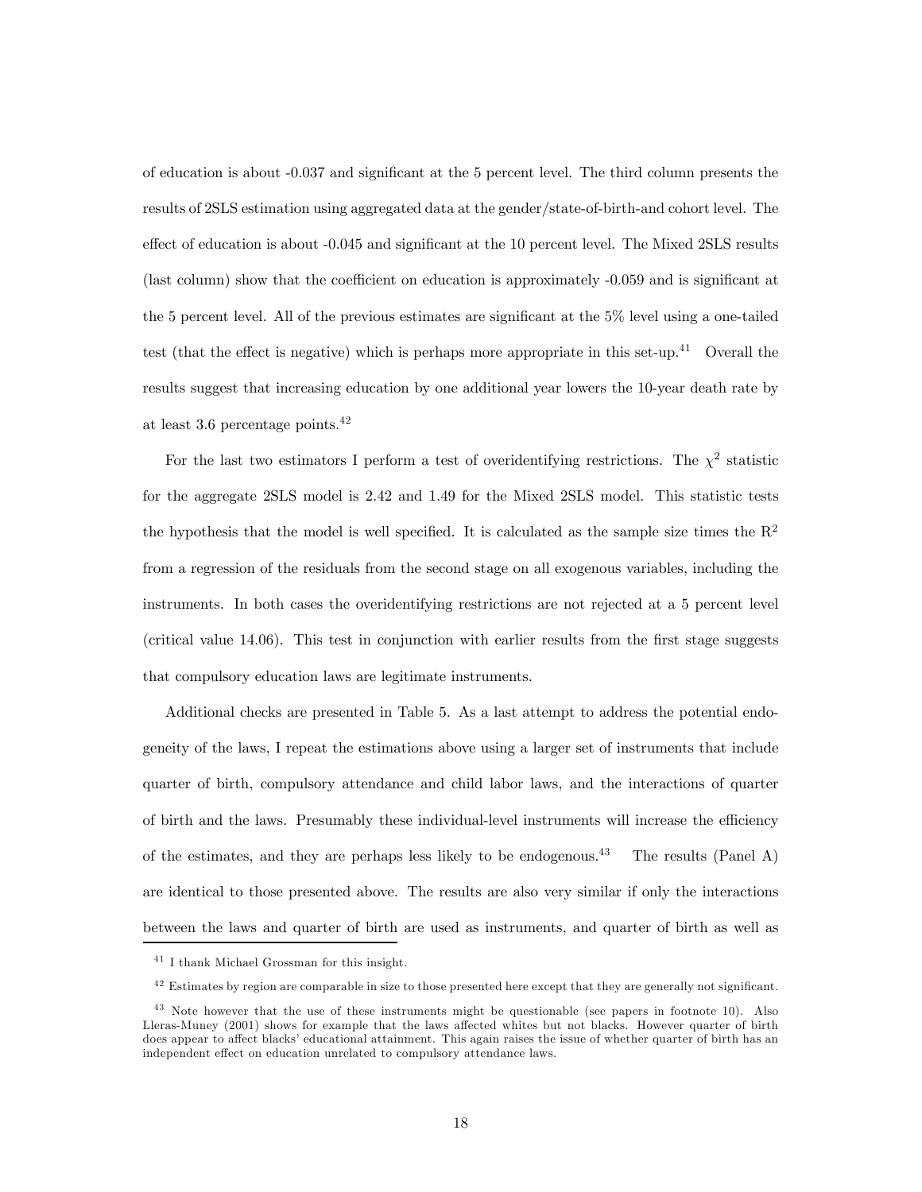of education is about -0.037 and significant at the 5 percent level. The third column presents the results of 2SLS estimation using aggregated data at the gender/state-of-birth-and cohort level. The effect of education is about -0.045 and significant at the 10 percent level. The Mixed 2SLS results (last column) show that the coefficient on education is approximately -0.059 and is significant at the 5 percent level. All of the previous estimates are significant at the 5% level using a one-tailed test (that the effect is negative) which is perhaps more appropriate in this set-up.[41] Overall the results suggest that increasing education by one additional year lowers the 10-year death rate by at least 3.6 percentage points.[42]

For the last two estimators I perform a test of overidentifying restrictions. The $\chi^2$ statistic for the aggregate 2SLS model is 2.42 and 1.49 for the Mixed 2SLS model. This statistic tests the hypothesis that the model is well specified. It is calculated as the sample size times the $R^2$ from a regression of the residuals from the second stage on all exogenous variables, including the instruments. In both cases the overidentifying restrictions are not rejected at a 5 percent level (critical value 14.06). This test in conjunction with earlier results from the first stage suggests that compulsory education laws are legitimate instruments.

Additional checks are presented in Table 5. As a last attempt to address the potential endogeneity of the laws, I repeat the estimations above using a larger set of instruments that include quarter of birth, compulsory attendance and child labor laws, and the interactions of quarter of birth and the laws. Presumably these individual-level instruments will increase the efficiency of the estimates, and they are perhaps less likely to be endogenous.[43] The results (Panel A) are identical to those presented above. The results are also very similar if only the interactions between the laws and quarter of birth are used as instruments, and quarter of birth as well as

---

[41] I thank Michael Grossman for this insight.

[42] Estimates by region are comparable in size to those presented here except that they are generally not significant.

[43] Note however that the use of these instruments might be questionable (see papers in footnote 10). Also Lleras-Muney (2001) shows for example that the laws affected whites but not blacks. However quarter of birth does appear to affect blacks' educational attainment. This again raises the issue of whether quarter of birth has an independent effect on education unrelated to compulsory attendance laws.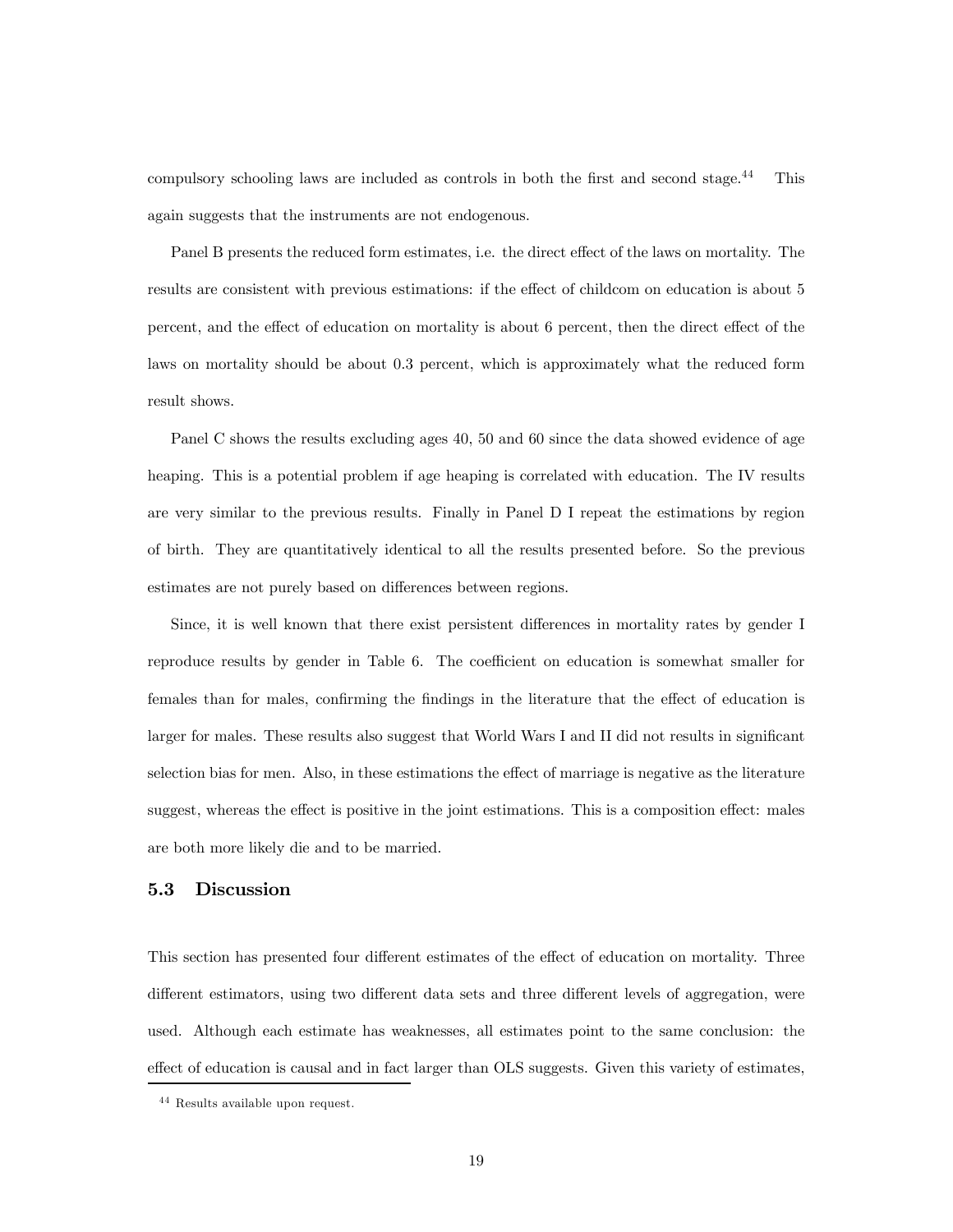compulsory schooling laws are included as controls in both the first and second stage.[44] This again suggests that the instruments are not endogenous.

Panel B presents the reduced form estimates, i.e. the direct effect of the laws on mortality. The results are consistent with previous estimations: if the effect of childcom on education is about 5 percent, and the effect of education on mortality is about 6 percent, then the direct effect of the laws on mortality should be about 0.3 percent, which is approximately what the reduced form result shows.

Panel C shows the results excluding ages 40, 50 and 60 since the data showed evidence of age heaping. This is a potential problem if age heaping is correlated with education. The IV results are very similar to the previous results. Finally in Panel D I repeat the estimations by region of birth. They are quantitatively identical to all the results presented before. So the previous estimates are not purely based on differences between regions.

Since, it is well known that there exist persistent differences in mortality rates by gender I reproduce results by gender in Table 6. The coefficient on education is somewhat smaller for females than for males, confirming the findings in the literature that the effect of education is larger for males. These results also suggest that World Wars I and II did not results in significant selection bias for men. Also, in these estimations the effect of marriage is negative as the literature suggest, whereas the effect is positive in the joint estimations. This is a composition effect: males are both more likely die and to be married.

### 5.3 Discussion

This section has presented four different estimates of the effect of education on mortality. Three different estimators, using two different data sets and three different levels of aggregation, were used. Although each estimate has weaknesses, all estimates point to the same conclusion: the effect of education is causal and in fact larger than OLS suggests. Given this variety of estimates,

[44] Results available upon request.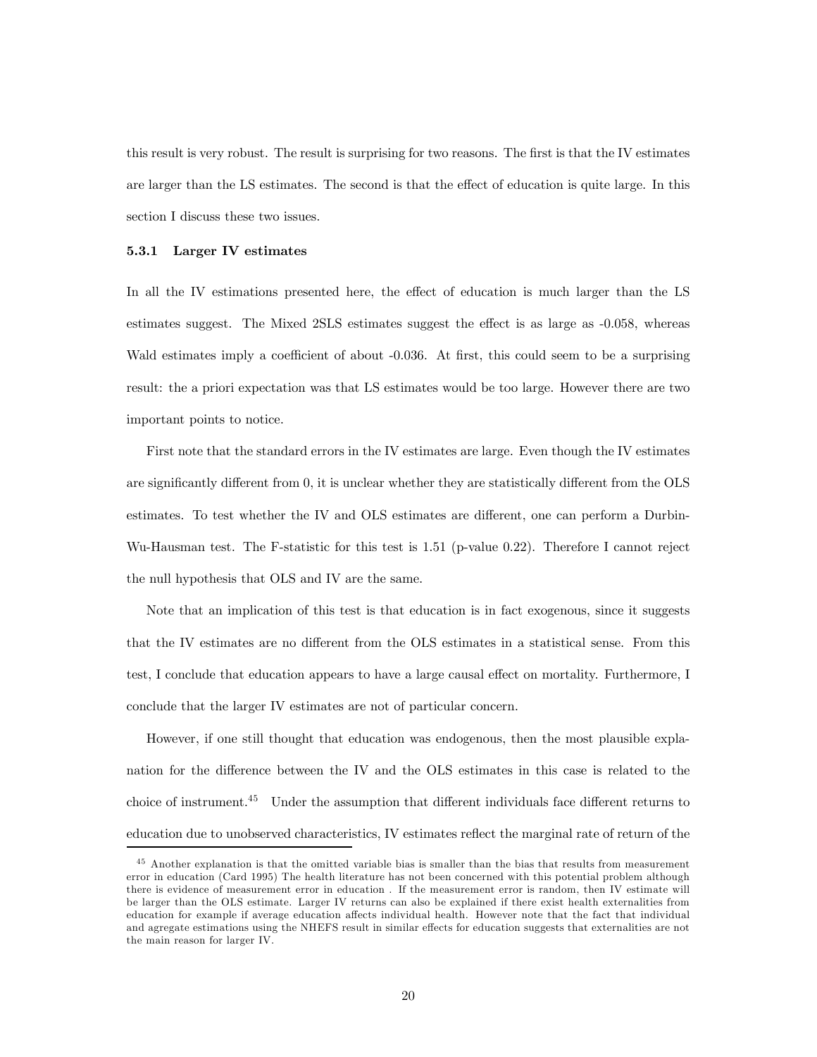this result is very robust. The result is surprising for two reasons. The first is that the IV estimates are larger than the LS estimates. The second is that the effect of education is quite large. In this section I discuss these two issues.

### 5.3.1 Larger IV estimates

In all the IV estimations presented here, the effect of education is much larger than the LS estimates suggest. The Mixed 2SLS estimates suggest the effect is as large as -0.058, whereas Wald estimates imply a coefficient of about -0.036. At first, this could seem to be a surprising result: the a priori expectation was that LS estimates would be too large. However there are two important points to notice.

First note that the standard errors in the IV estimates are large. Even though the IV estimates are significantly different from 0, it is unclear whether they are statistically different from the OLS estimates. To test whether the IV and OLS estimates are different, one can perform a Durbin-Wu-Hausman test. The F-statistic for this test is 1.51 (p-value 0.22). Therefore I cannot reject the null hypothesis that OLS and IV are the same.

Note that an implication of this test is that education is in fact exogenous, since it suggests that the IV estimates are no different from the OLS estimates in a statistical sense. From this test, I conclude that education appears to have a large causal effect on mortality. Furthermore, I conclude that the larger IV estimates are not of particular concern.

However, if one still thought that education was endogenous, then the most plausible explanation for the difference between the IV and the OLS estimates in this case is related to the choice of instrument.[45] Under the assumption that different individuals face different returns to education due to unobserved characteristics, IV estimates reflect the marginal rate of return of the

[45] Another explanation is that the omitted variable bias is smaller than the bias that results from measurement error in education (Card 1995) The health literature has not been concerned with this potential problem although there is evidence of measurement error in education . If the measurement error is random, then IV estimate will be larger than the OLS estimate. Larger IV returns can also be explained if there exist health externalities from education for example if average education affects individual health. However note that the fact that individual and agregate estimations using the NHEFS result in similar effects for education suggests that externalities are not the main reason for larger IV.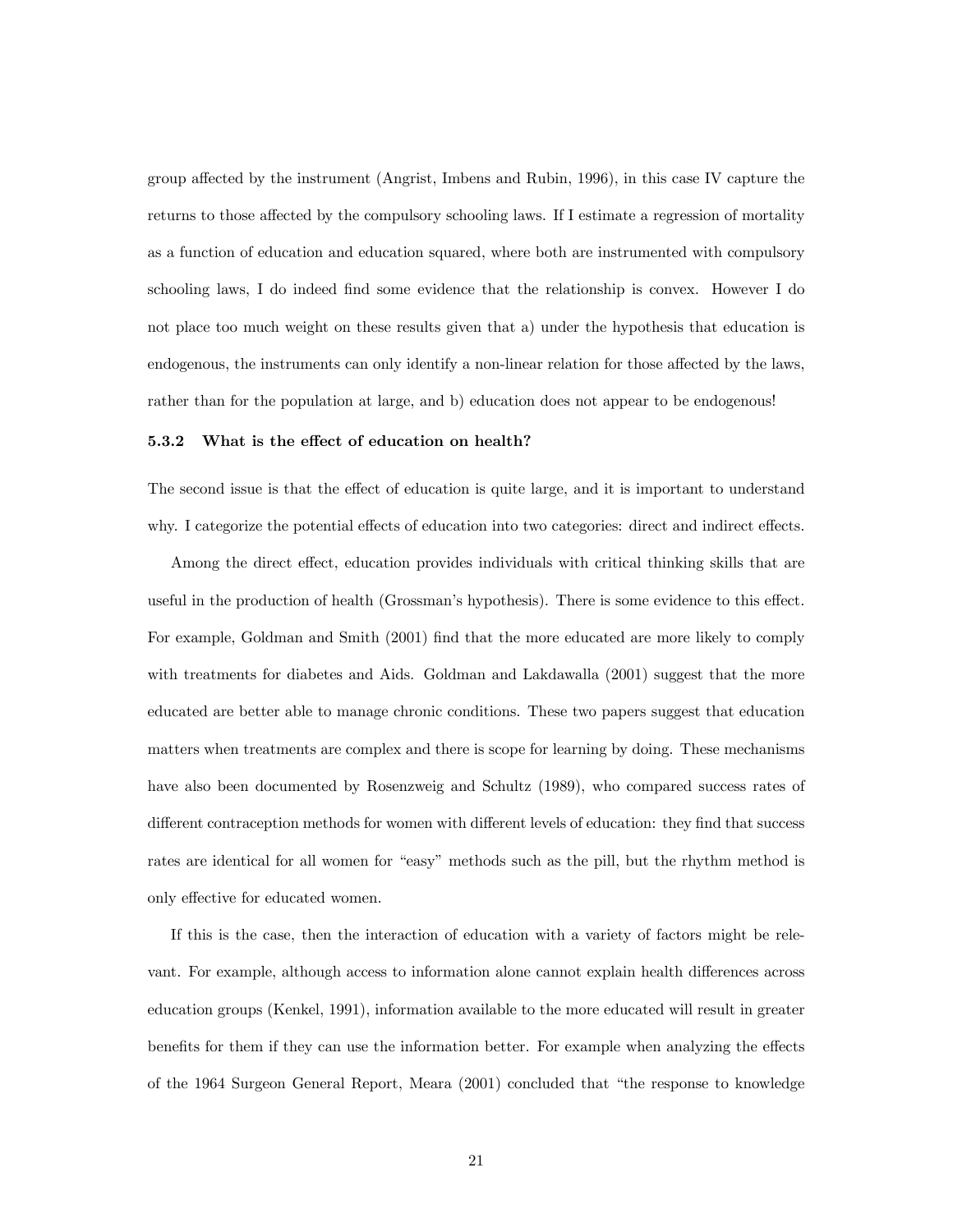group affected by the instrument (Angrist, Imbens and Rubin, 1996), in this case IV capture the returns to those affected by the compulsory schooling laws. If I estimate a regression of mortality as a function of education and education squared, where both are instrumented with compulsory schooling laws, I do indeed find some evidence that the relationship is convex. However I do not place too much weight on these results given that a) under the hypothesis that education is endogenous, the instruments can only identify a non-linear relation for those affected by the laws, rather than for the population at large, and b) education does not appear to be endogenous!

### 5.3.2 What is the effect of education on health?

The second issue is that the effect of education is quite large, and it is important to understand why. I categorize the potential effects of education into two categories: direct and indirect effects.

Among the direct effect, education provides individuals with critical thinking skills that are useful in the production of health (Grossman's hypothesis). There is some evidence to this effect. For example, Goldman and Smith (2001) find that the more educated are more likely to comply with treatments for diabetes and Aids. Goldman and Lakdawalla (2001) suggest that the more educated are better able to manage chronic conditions. These two papers suggest that education matters when treatments are complex and there is scope for learning by doing. These mechanisms have also been documented by Rosenzweig and Schultz (1989), who compared success rates of different contraception methods for women with different levels of education: they find that success rates are identical for all women for "easy" methods such as the pill, but the rhythm method is only effective for educated women.

If this is the case, then the interaction of education with a variety of factors might be relevant. For example, although access to information alone cannot explain health differences across education groups (Kenkel, 1991), information available to the more educated will result in greater benefits for them if they can use the information better. For example when analyzing the effects of the 1964 Surgeon General Report, Meara (2001) concluded that "the response to knowledge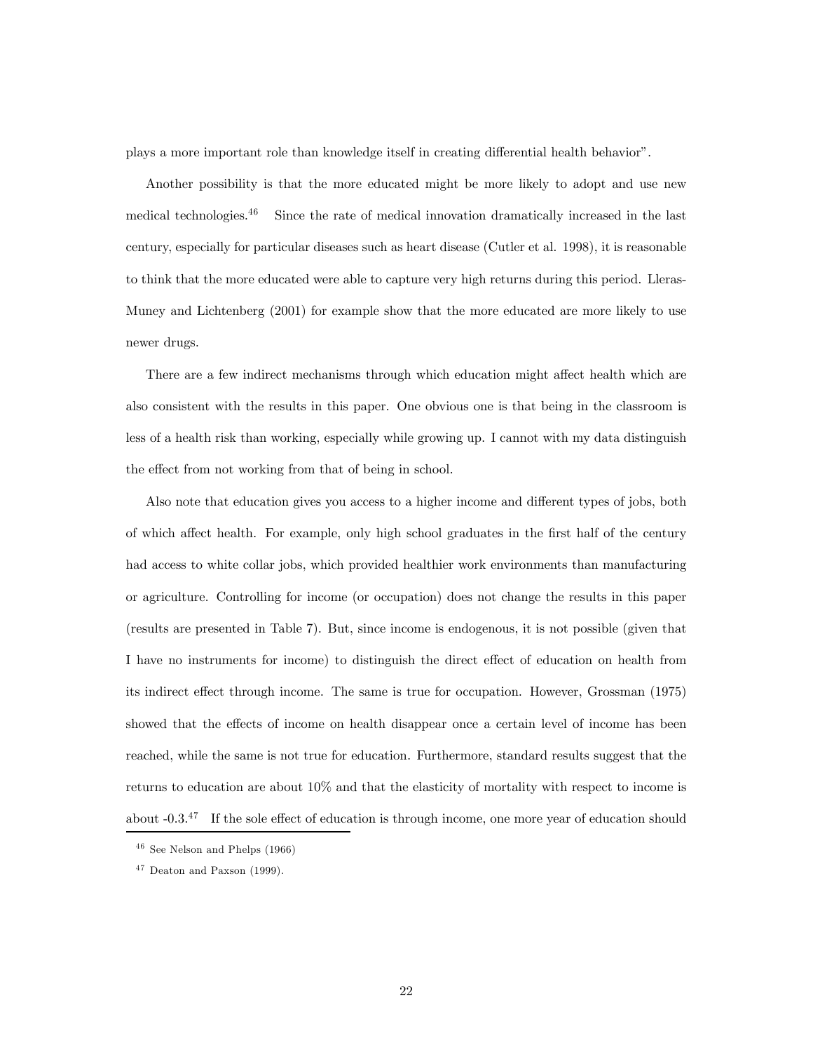plays a more important role than knowledge itself in creating differential health behavior".

Another possibility is that the more educated might be more likely to adopt and use new medical technologies.[46] Since the rate of medical innovation dramatically increased in the last century, especially for particular diseases such as heart disease (Cutler et al. 1998), it is reasonable to think that the more educated were able to capture very high returns during this period. Lleras-Muney and Lichtenberg (2001) for example show that the more educated are more likely to use newer drugs.

There are a few indirect mechanisms through which education might affect health which are also consistent with the results in this paper. One obvious one is that being in the classroom is less of a health risk than working, especially while growing up. I cannot with my data distinguish the effect from not working from that of being in school.

Also note that education gives you access to a higher income and different types of jobs, both of which affect health. For example, only high school graduates in the first half of the century had access to white collar jobs, which provided healthier work environments than manufacturing or agriculture. Controlling for income (or occupation) does not change the results in this paper (results are presented in Table 7). But, since income is endogenous, it is not possible (given that I have no instruments for income) to distinguish the direct effect of education on health from its indirect effect through income. The same is true for occupation. However, Grossman (1975) showed that the effects of income on health disappear once a certain level of income has been reached, while the same is not true for education. Furthermore, standard results suggest that the returns to education are about 10% and that the elasticity of mortality with respect to income is about -0.3.[47] If the sole effect of education is through income, one more year of education should

[46] See Nelson and Phelps (1966)

[47] Deaton and Paxson (1999).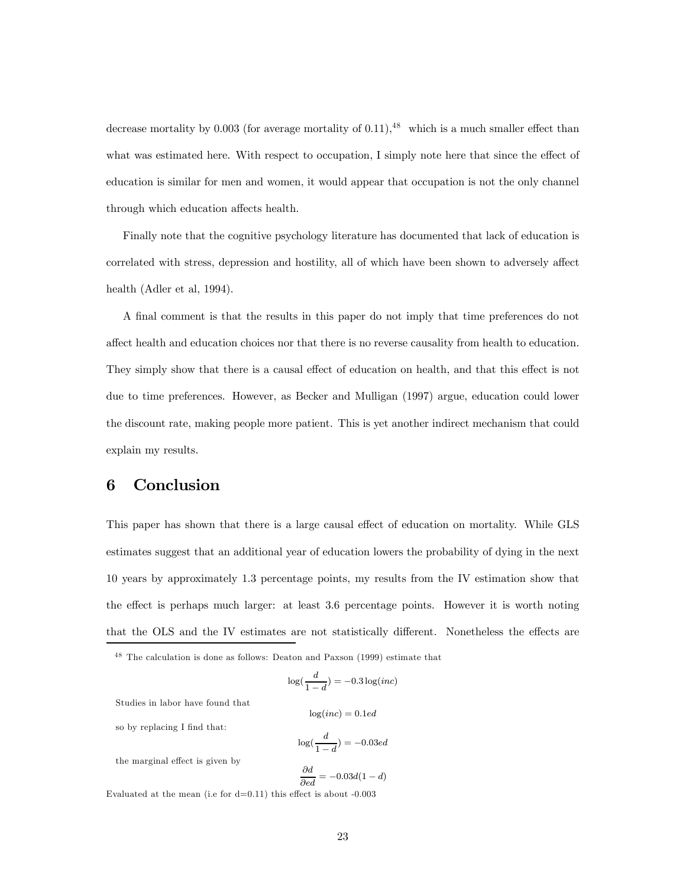decrease mortality by 0.003 (for average mortality of 0.11),[48] which is a much smaller effect than what was estimated here. With respect to occupation, I simply note here that since the effect of education is similar for men and women, it would appear that occupation is not the only channel through which education affects health.

Finally note that the cognitive psychology literature has documented that lack of education is correlated with stress, depression and hostility, all of which have been shown to adversely affect health (Adler et al, 1994).

A final comment is that the results in this paper do not imply that time preferences do not affect health and education choices nor that there is no reverse causality from health to education. They simply show that there is a causal effect of education on health, and that this effect is not due to time preferences. However, as Becker and Mulligan (1997) argue, education could lower the discount rate, making people more patient. This is yet another indirect mechanism that could explain my results.

## 6 Conclusion

This paper has shown that there is a large causal effect of education on mortality. While GLS estimates suggest that an additional year of education lowers the probability of dying in the next 10 years by approximately 1.3 percentage points, my results from the IV estimation show that the effect is perhaps much larger: at least 3.6 percentage points. However it is worth noting that the OLS and the IV estimates are not statistically different. Nonetheless the effects are

---

[48] The calculation is done as follows: Deaton and Paxson (1999) estimate that

$$\log\left(\frac{d}{1-d}\right) = -0.3\log(inc)$$

Studies in labor have found that

$$\log(inc) = 0.1ed$$

so by replacing I find that:

$$\log\left(\frac{d}{1-d}\right) = -0.03ed$$

the marginal effect is given by

$$\frac{\partial d}{\partial ed} = -0.03d(1-d)$$

Evaluated at the mean (i.e for d=0.11) this effect is about -0.003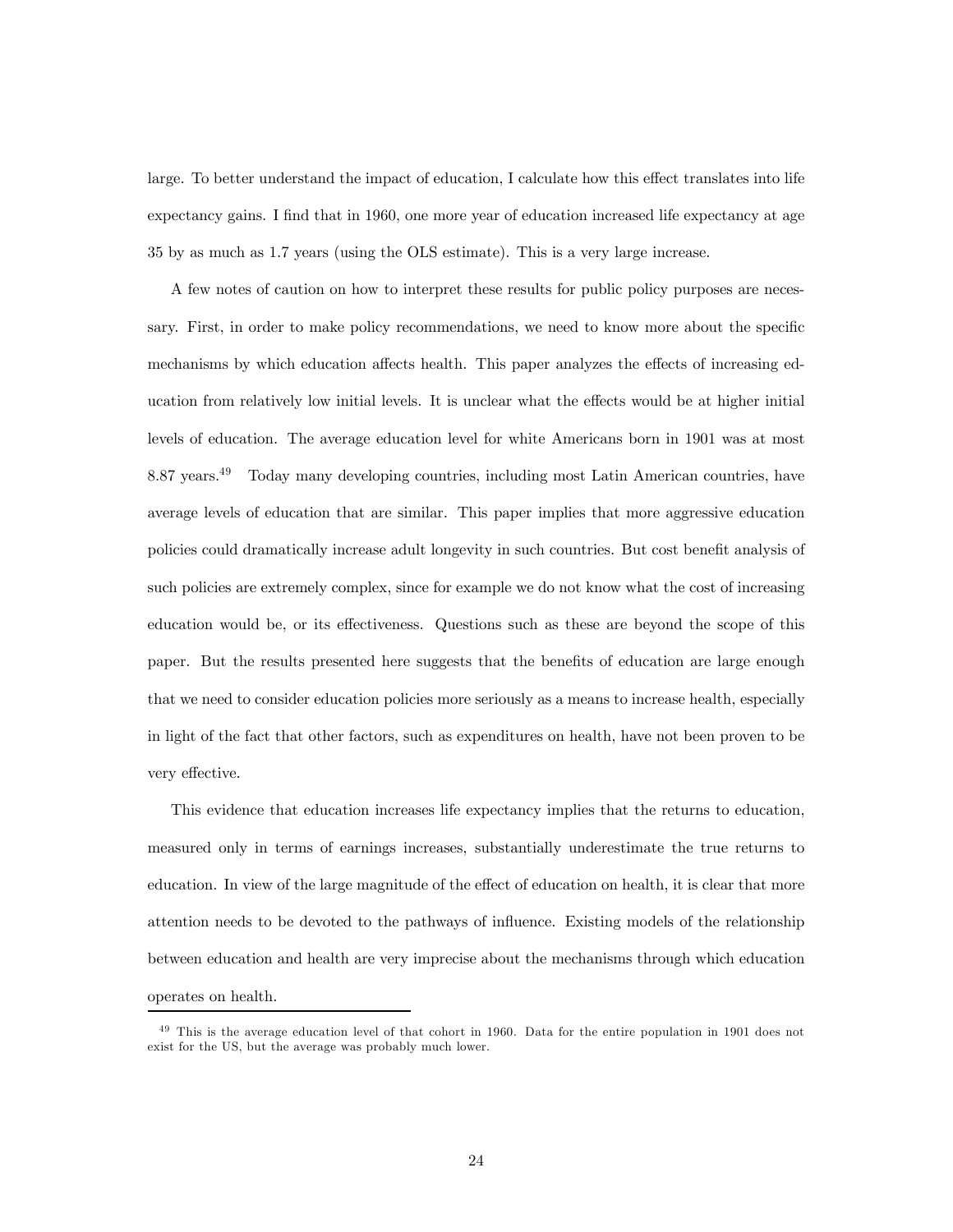large. To better understand the impact of education, I calculate how this effect translates into life expectancy gains. I find that in 1960, one more year of education increased life expectancy at age 35 by as much as 1.7 years (using the OLS estimate). This is a very large increase.

A few notes of caution on how to interpret these results for public policy purposes are necessary. First, in order to make policy recommendations, we need to know more about the specific mechanisms by which education affects health. This paper analyzes the effects of increasing education from relatively low initial levels. It is unclear what the effects would be at higher initial levels of education. The average education level for white Americans born in 1901 was at most 8.87 years.[49] Today many developing countries, including most Latin American countries, have average levels of education that are similar. This paper implies that more aggressive education policies could dramatically increase adult longevity in such countries. But cost benefit analysis of such policies are extremely complex, since for example we do not know what the cost of increasing education would be, or its effectiveness. Questions such as these are beyond the scope of this paper. But the results presented here suggests that the benefits of education are large enough that we need to consider education policies more seriously as a means to increase health, especially in light of the fact that other factors, such as expenditures on health, have not been proven to be very effective.

This evidence that education increases life expectancy implies that the returns to education, measured only in terms of earnings increases, substantially underestimate the true returns to education. In view of the large magnitude of the effect of education on health, it is clear that more attention needs to be devoted to the pathways of influence. Existing models of the relationship between education and health are very imprecise about the mechanisms through which education operates on health.

---

[49] This is the average education level of that cohort in 1960. Data for the entire population in 1901 does not exist for the US, but the average was probably much lower.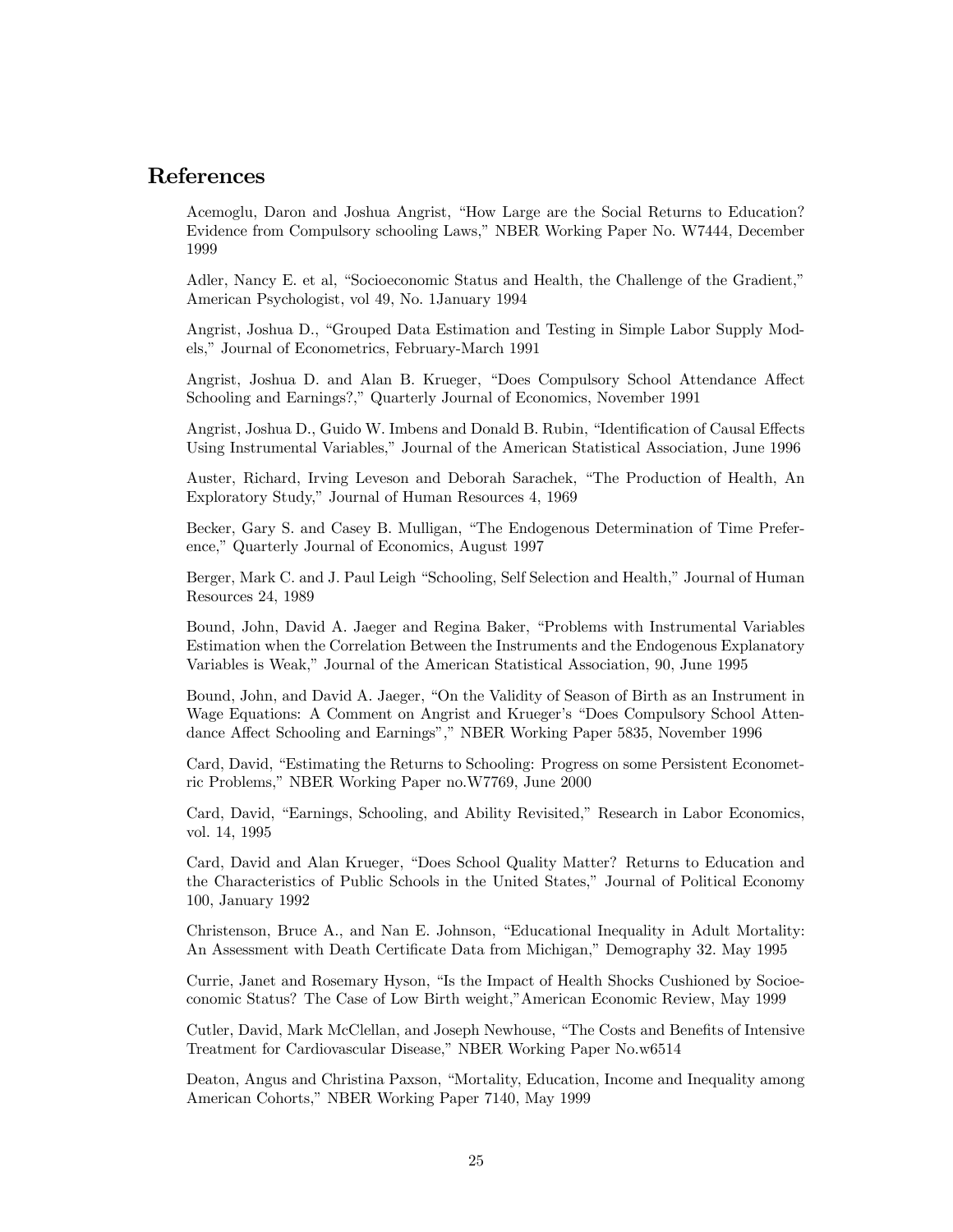## References

Acemoglu, Daron and Joshua Angrist, "How Large are the Social Returns to Education? Evidence from Compulsory schooling Laws," NBER Working Paper No. W7444, December 1999

Adler, Nancy E. et al, "Socioeconomic Status and Health, the Challenge of the Gradient," American Psychologist, vol 49, No. 1January 1994

Angrist, Joshua D., "Grouped Data Estimation and Testing in Simple Labor Supply Models," Journal of Econometrics, February-March 1991

Angrist, Joshua D. and Alan B. Krueger, "Does Compulsory School Attendance Affect Schooling and Earnings?," Quarterly Journal of Economics, November 1991

Angrist, Joshua D., Guido W. Imbens and Donald B. Rubin, "Identification of Causal Effects Using Instrumental Variables," Journal of the American Statistical Association, June 1996

Auster, Richard, Irving Leveson and Deborah Sarachek, "The Production of Health, An Exploratory Study," Journal of Human Resources 4, 1969

Becker, Gary S. and Casey B. Mulligan, "The Endogenous Determination of Time Preference," Quarterly Journal of Economics, August 1997

Berger, Mark C. and J. Paul Leigh "Schooling, Self Selection and Health," Journal of Human Resources 24, 1989

Bound, John, David A. Jaeger and Regina Baker, "Problems with Instrumental Variables Estimation when the Correlation Between the Instruments and the Endogenous Explanatory Variables is Weak," Journal of the American Statistical Association, 90, June 1995

Bound, John, and David A. Jaeger, "On the Validity of Season of Birth as an Instrument in Wage Equations: A Comment on Angrist and Krueger's "Does Compulsory School Attendance Affect Schooling and Earnings"," NBER Working Paper 5835, November 1996

Card, David, "Estimating the Returns to Schooling: Progress on some Persistent Econometric Problems," NBER Working Paper no.W7769, June 2000

Card, David, "Earnings, Schooling, and Ability Revisited," Research in Labor Economics, vol. 14, 1995

Card, David and Alan Krueger, "Does School Quality Matter? Returns to Education and the Characteristics of Public Schools in the United States," Journal of Political Economy 100, January 1992

Christenson, Bruce A., and Nan E. Johnson, "Educational Inequality in Adult Mortality: An Assessment with Death Certificate Data from Michigan," Demography 32. May 1995

Currie, Janet and Rosemary Hyson, "Is the Impact of Health Shocks Cushioned by Socioeconomic Status? The Case of Low Birth weight,"American Economic Review, May 1999

Cutler, David, Mark McClellan, and Joseph Newhouse, "The Costs and Benefits of Intensive Treatment for Cardiovascular Disease," NBER Working Paper No.w6514

Deaton, Angus and Christina Paxson, "Mortality, Education, Income and Inequality among American Cohorts," NBER Working Paper 7140, May 1999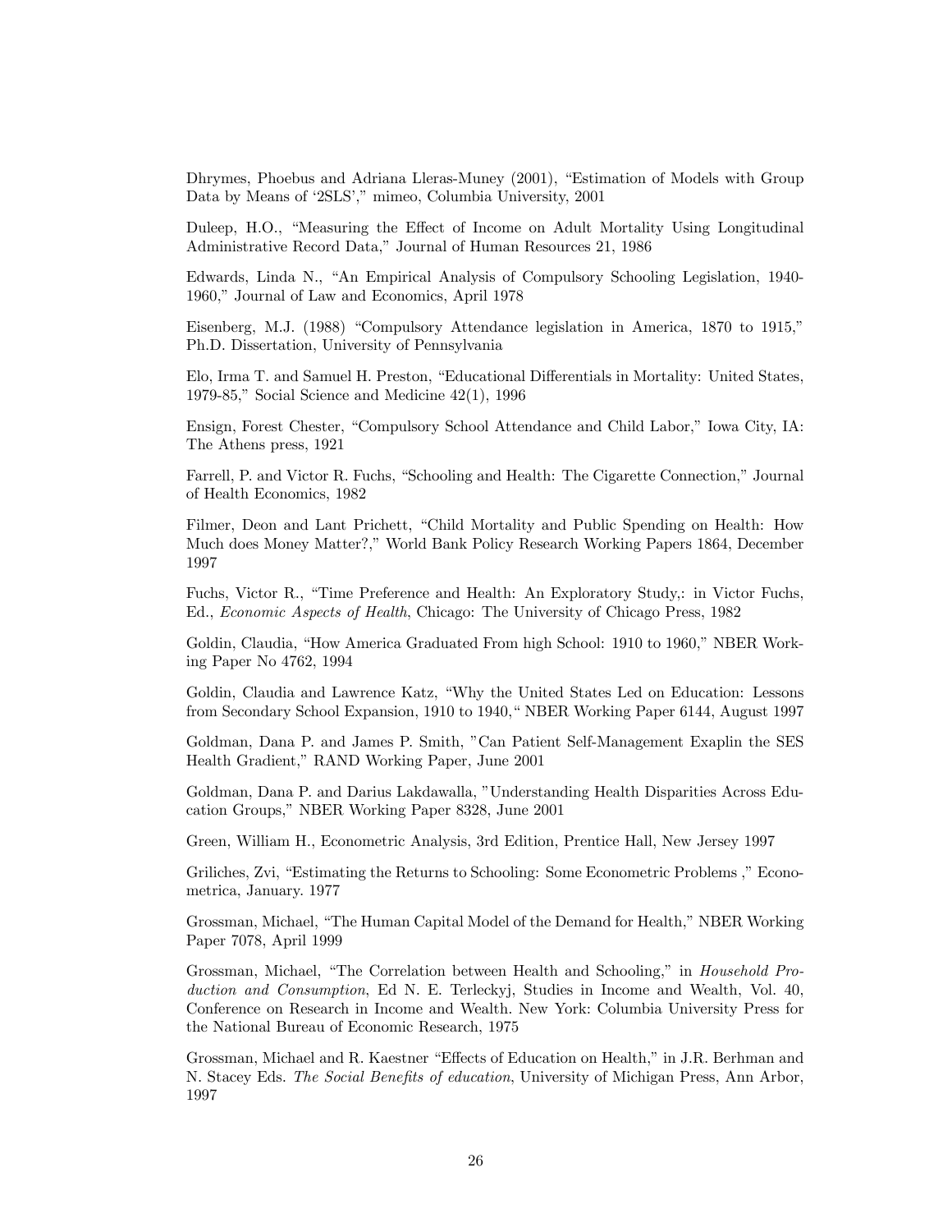Dhrymes, Phoebus and Adriana Lleras-Muney (2001), "Estimation of Models with Group Data by Means of '2SLS'," mimeo, Columbia University, 2001

Duleep, H.O., "Measuring the Effect of Income on Adult Mortality Using Longitudinal Administrative Record Data," Journal of Human Resources 21, 1986

Edwards, Linda N., "An Empirical Analysis of Compulsory Schooling Legislation, 1940-1960," Journal of Law and Economics, April 1978

Eisenberg, M.J. (1988) "Compulsory Attendance legislation in America, 1870 to 1915," Ph.D. Dissertation, University of Pennsylvania

Elo, Irma T. and Samuel H. Preston, "Educational Differentials in Mortality: United States, 1979-85," Social Science and Medicine 42(1), 1996

Ensign, Forest Chester, "Compulsory School Attendance and Child Labor," Iowa City, IA: The Athens press, 1921

Farrell, P. and Victor R. Fuchs, "Schooling and Health: The Cigarette Connection," Journal of Health Economics, 1982

Filmer, Deon and Lant Prichett, "Child Mortality and Public Spending on Health: How Much does Money Matter?," World Bank Policy Research Working Papers 1864, December 1997

Fuchs, Victor R., "Time Preference and Health: An Exploratory Study,: in Victor Fuchs, Ed., *Economic Aspects of Health*, Chicago: The University of Chicago Press, 1982

Goldin, Claudia, "How America Graduated From high School: 1910 to 1960," NBER Working Paper No 4762, 1994

Goldin, Claudia and Lawrence Katz, "Why the United States Led on Education: Lessons from Secondary School Expansion, 1910 to 1940," NBER Working Paper 6144, August 1997

Goldman, Dana P. and James P. Smith, "Can Patient Self-Management Exaplin the SES Health Gradient," RAND Working Paper, June 2001

Goldman, Dana P. and Darius Lakdawalla, "Understanding Health Disparities Across Education Groups," NBER Working Paper 8328, June 2001

Green, William H., Econometric Analysis, 3rd Edition, Prentice Hall, New Jersey 1997

Griliches, Zvi, "Estimating the Returns to Schooling: Some Econometric Problems ," Econometrica, January. 1977

Grossman, Michael, "The Human Capital Model of the Demand for Health," NBER Working Paper 7078, April 1999

Grossman, Michael, "The Correlation between Health and Schooling," in *Household Production and Consumption*, Ed N. E. Terleckyj, Studies in Income and Wealth, Vol. 40, Conference on Research in Income and Wealth. New York: Columbia University Press for the National Bureau of Economic Research, 1975

Grossman, Michael and R. Kaestner "Effects of Education on Health," in J.R. Berhman and N. Stacey Eds. *The Social Benefits of education*, University of Michigan Press, Ann Arbor, 1997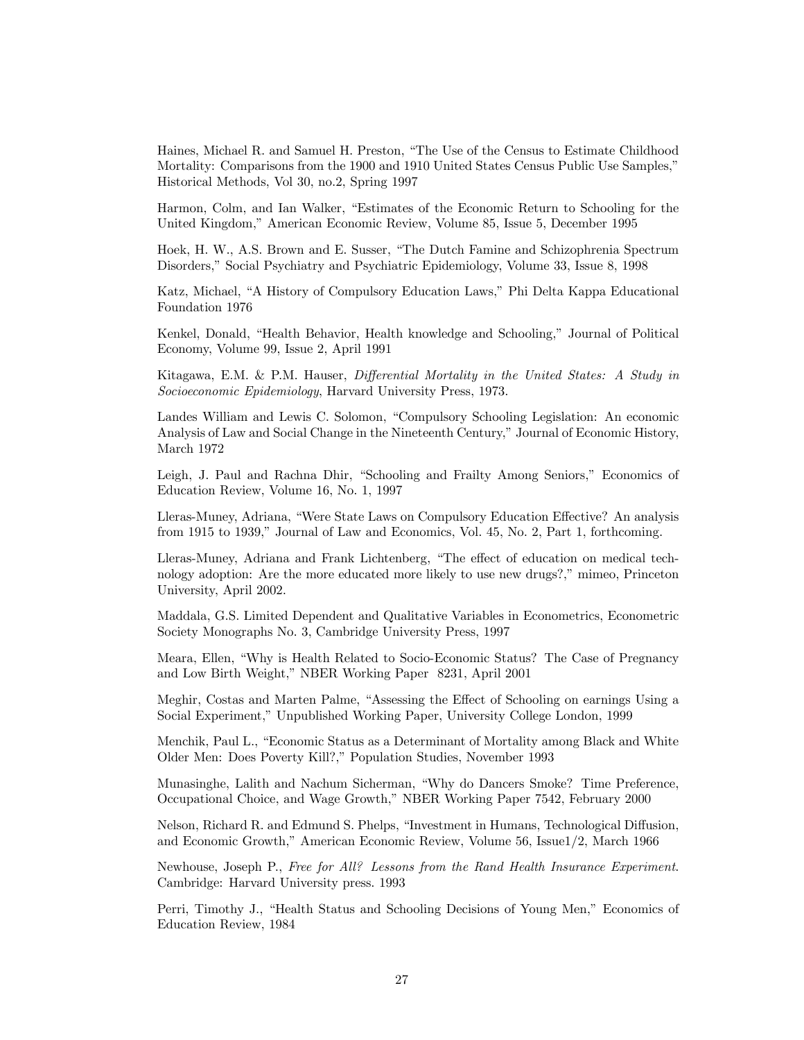Haines, Michael R. and Samuel H. Preston, "The Use of the Census to Estimate Childhood Mortality: Comparisons from the 1900 and 1910 United States Census Public Use Samples," Historical Methods, Vol 30, no.2, Spring 1997

Harmon, Colm, and Ian Walker, "Estimates of the Economic Return to Schooling for the United Kingdom," American Economic Review, Volume 85, Issue 5, December 1995

Hoek, H. W., A.S. Brown and E. Susser, "The Dutch Famine and Schizophrenia Spectrum Disorders," Social Psychiatry and Psychiatric Epidemiology, Volume 33, Issue 8, 1998

Katz, Michael, "A History of Compulsory Education Laws," Phi Delta Kappa Educational Foundation 1976

Kenkel, Donald, "Health Behavior, Health knowledge and Schooling," Journal of Political Economy, Volume 99, Issue 2, April 1991

Kitagawa, E.M. & P.M. Hauser, *Differential Mortality in the United States: A Study in Socioeconomic Epidemiology*, Harvard University Press, 1973.

Landes William and Lewis C. Solomon, "Compulsory Schooling Legislation: An economic Analysis of Law and Social Change in the Nineteenth Century," Journal of Economic History, March 1972

Leigh, J. Paul and Rachna Dhir, "Schooling and Frailty Among Seniors," Economics of Education Review, Volume 16, No. 1, 1997

Lleras-Muney, Adriana, "Were State Laws on Compulsory Education Effective? An analysis from 1915 to 1939," Journal of Law and Economics, Vol. 45, No. 2, Part 1, forthcoming.

Lleras-Muney, Adriana and Frank Lichtenberg, "The effect of education on medical technology adoption: Are the more educated more likely to use new drugs?," mimeo, Princeton University, April 2002.

Maddala, G.S. Limited Dependent and Qualitative Variables in Econometrics, Econometric Society Monographs No. 3, Cambridge University Press, 1997

Meara, Ellen, "Why is Health Related to Socio-Economic Status? The Case of Pregnancy and Low Birth Weight," NBER Working Paper 8231, April 2001

Meghir, Costas and Marten Palme, "Assessing the Effect of Schooling on earnings Using a Social Experiment," Unpublished Working Paper, University College London, 1999

Menchik, Paul L., "Economic Status as a Determinant of Mortality among Black and White Older Men: Does Poverty Kill?," Population Studies, November 1993

Munasinghe, Lalith and Nachum Sicherman, "Why do Dancers Smoke? Time Preference, Occupational Choice, and Wage Growth," NBER Working Paper 7542, February 2000

Nelson, Richard R. and Edmund S. Phelps, "Investment in Humans, Technological Diffusion, and Economic Growth," American Economic Review, Volume 56, Issue1/2, March 1966

Newhouse, Joseph P., *Free for All? Lessons from the Rand Health Insurance Experiment.* Cambridge: Harvard University press. 1993

Perri, Timothy J., "Health Status and Schooling Decisions of Young Men," Economics of Education Review, 1984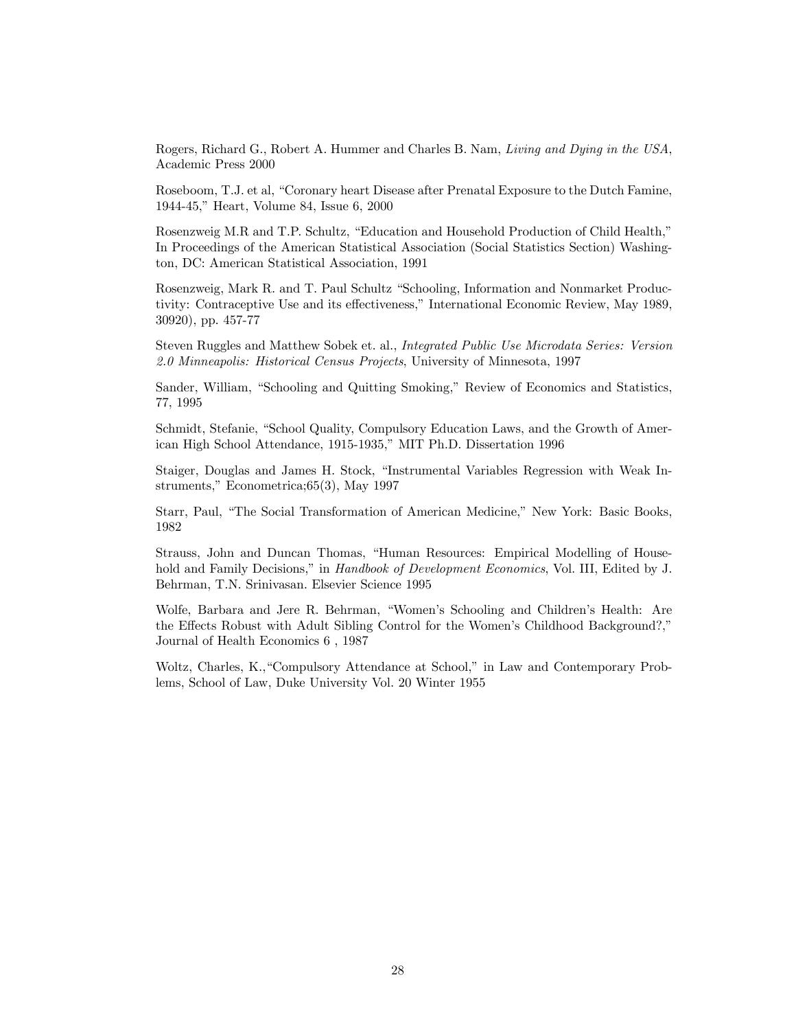Rogers, Richard G., Robert A. Hummer and Charles B. Nam, *Living and Dying in the USA*, Academic Press 2000

Roseboom, T.J. et al, "Coronary heart Disease after Prenatal Exposure to the Dutch Famine, 1944-45," Heart, Volume 84, Issue 6, 2000

Rosenzweig M.R and T.P. Schultz, "Education and Household Production of Child Health," In Proceedings of the American Statistical Association (Social Statistics Section) Washington, DC: American Statistical Association, 1991

Rosenzweig, Mark R. and T. Paul Schultz "Schooling, Information and Nonmarket Productivity: Contraceptive Use and its effectiveness," International Economic Review, May 1989, 30920), pp. 457-77

Steven Ruggles and Matthew Sobek et. al., *Integrated Public Use Microdata Series: Version 2.0 Minneapolis: Historical Census Projects*, University of Minnesota, 1997

Sander, William, "Schooling and Quitting Smoking," Review of Economics and Statistics, 77, 1995

Schmidt, Stefanie, "School Quality, Compulsory Education Laws, and the Growth of American High School Attendance, 1915-1935," MIT Ph.D. Dissertation 1996

Staiger, Douglas and James H. Stock, "Instrumental Variables Regression with Weak Instruments," Econometrica;65(3), May 1997

Starr, Paul, "The Social Transformation of American Medicine," New York: Basic Books, 1982

Strauss, John and Duncan Thomas, "Human Resources: Empirical Modelling of Household and Family Decisions," in *Handbook of Development Economics*, Vol. III, Edited by J. Behrman, T.N. Srinivasan. Elsevier Science 1995

Wolfe, Barbara and Jere R. Behrman, "Women's Schooling and Children's Health: Are the Effects Robust with Adult Sibling Control for the Women's Childhood Background?," Journal of Health Economics 6 , 1987

Woltz, Charles, K.,"Compulsory Attendance at School," in Law and Contemporary Problems, School of Law, Duke University Vol. 20 Winter 1955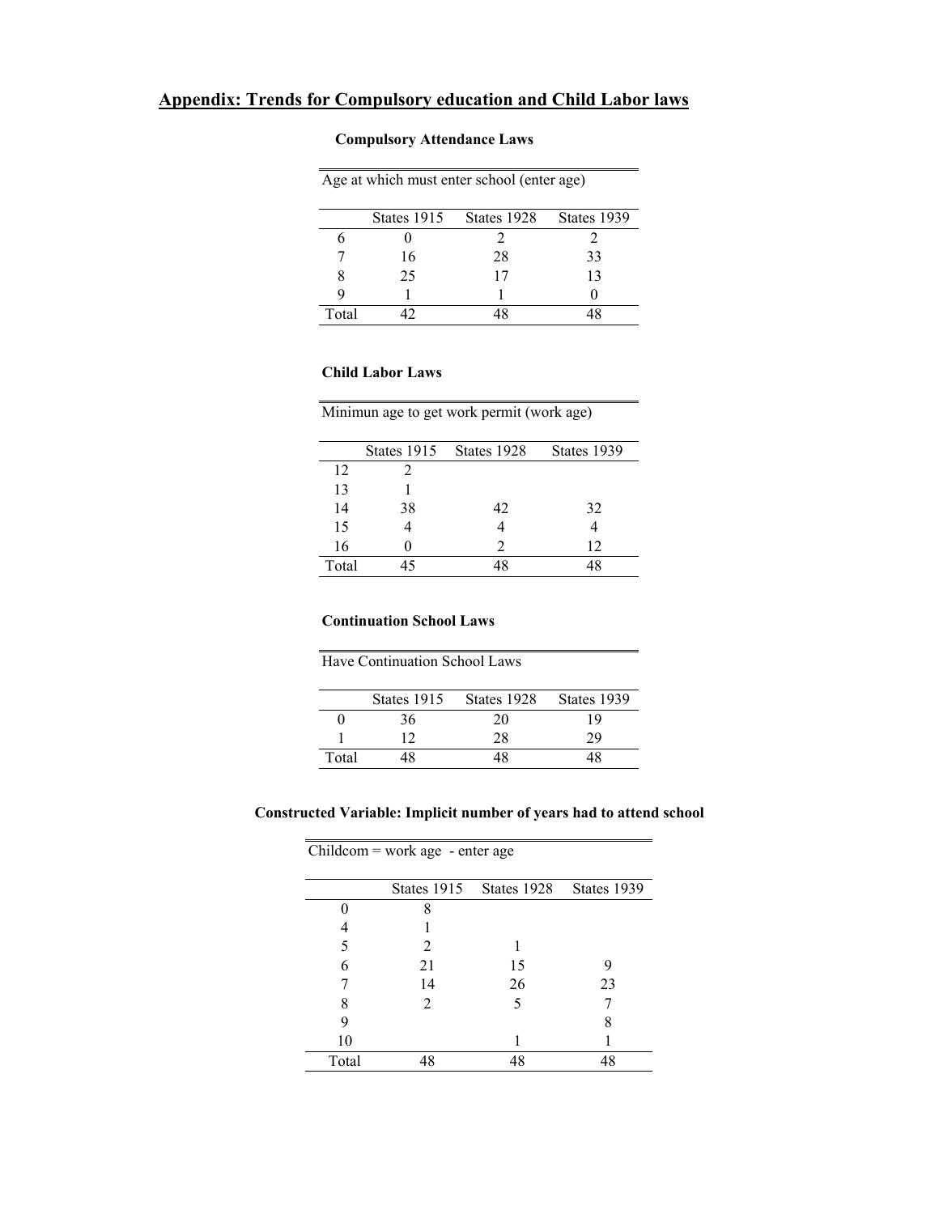## Appendix: Trends for Compulsory education and Child Labor laws

### Compulsory Attendance Laws

Age at which must enter school (enter age)

| | States 1915 | States 1928 | States 1939 |
|---|---|---|---|
| 6 | 0 | 2 | 2 |
| 7 | 16 | 28 | 33 |
| 8 | 25 | 17 | 13 |
| 9 | 1 | 1 | 0 |
| Total | 42 | 48 | 48 |

### Child Labor Laws

Minimun age to get work permit (work age)

| | States 1915 | States 1928 | States 1939 |
|---|---|---|---|
| 12 | 2 | | |
| 13 | 1 | | |
| 14 | 38 | 42 | 32 |
| 15 | 4 | 4 | 4 |
| 16 | 0 | 2 | 12 |
| Total | 45 | 48 | 48 |

### Continuation School Laws

Have Continuation School Laws

| | States 1915 | States 1928 | States 1939 |
|---|---|---|---|
| 0 | 36 | 20 | 19 |
| 1 | 12 | 28 | 29 |
| Total | 48 | 48 | 48 |

### Constructed Variable: Implicit number of years had to attend school

Childcom = work age - enter age

| | States 1915 | States 1928 | States 1939 |
|---|---|---|---|
| 0 | 8 | | |
| 4 | 1 | | |
| 5 | 2 | 1 | |
| 6 | 21 | 15 | 9 |
| 7 | 14 | 26 | 23 |
| 8 | 2 | 5 | 7 |
| 9 | | | 8 |
| 10 | | 1 | 1 |
| Total | 48 | 48 | 48 |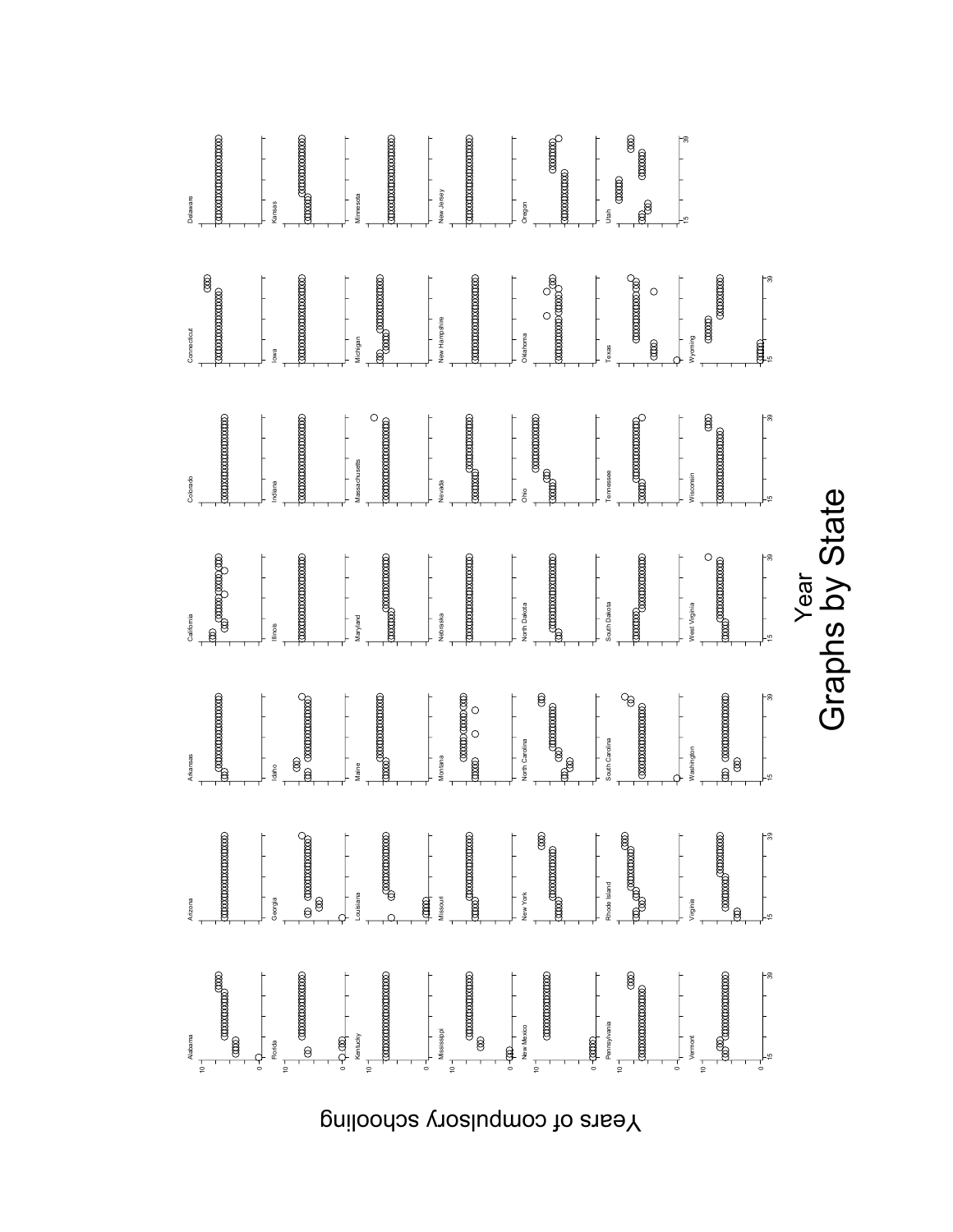Years of compulsory schooling

Alabama, Arizona, Arkansas, California, Colorado, Connecticut, Delaware, Florida, Georgia, Idaho, Illinois, Indiana, Iowa, Kansas, Kentucky, Louisiana, Maine, Maryland, Massachusetts, Michigan, Minnesota, Mississippi, Missouri, Montana, Nebraska, Nevada, New Hampshire, New Jersey, New Mexico, New York, North Carolina, North Dakota, Ohio, Oklahoma, Oregon, Pennsylvania, Rhode Island, South Carolina, South Dakota, Tennessee, Texas, Utah, Vermont, Virginia, Washington, West Virginia, Wisconsin, Wyoming

Year

Graphs by State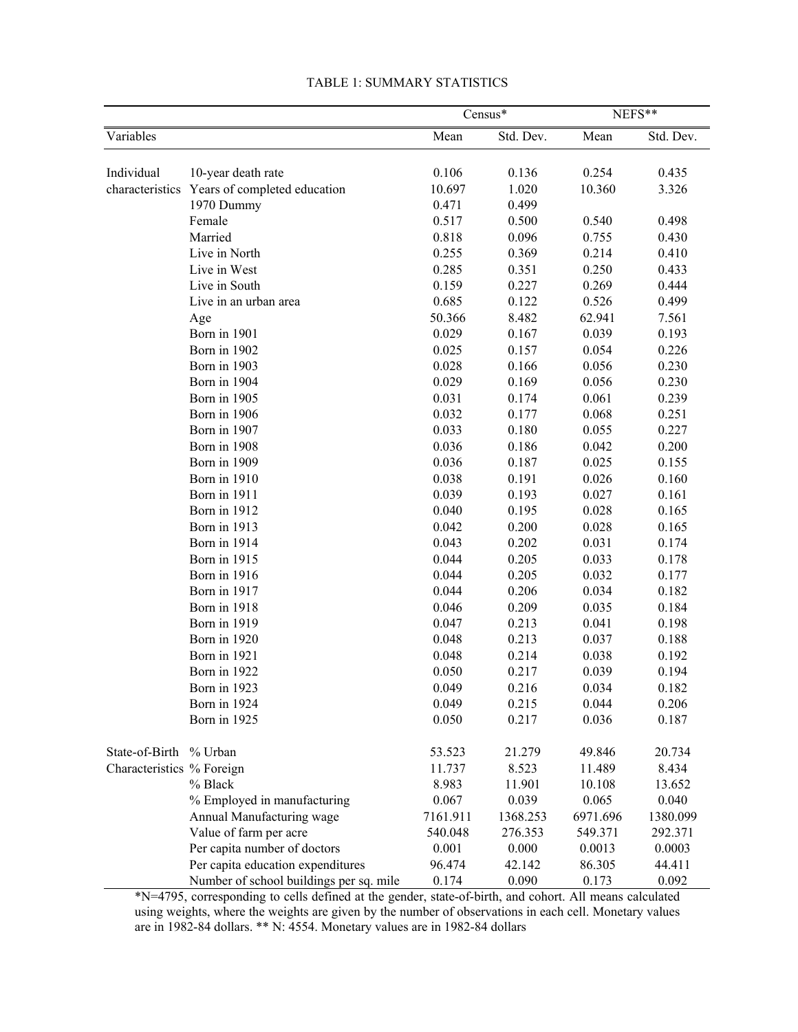TABLE 1: SUMMARY STATISTICS

| | | Census* | | NEFS** | |
|---|---|---|---|---|---|
| Variables | | Mean | Std. Dev. | Mean | Std. Dev. |
| Individual characteristics | 10-year death rate | 0.106 | 0.136 | 0.254 | 0.435 |
| | Years of completed education | 10.697 | 1.020 | 10.360 | 3.326 |
| | 1970 Dummy | 0.471 | 0.499 | | |
| | Female | 0.517 | 0.500 | 0.540 | 0.498 |
| | Married | 0.818 | 0.096 | 0.755 | 0.430 |
| | Live in North | 0.255 | 0.369 | 0.214 | 0.410 |
| | Live in West | 0.285 | 0.351 | 0.250 | 0.433 |
| | Live in South | 0.159 | 0.227 | 0.269 | 0.444 |
| | Live in an urban area | 0.685 | 0.122 | 0.526 | 0.499 |
| | Age | 50.366 | 8.482 | 62.941 | 7.561 |
| | Born in 1901 | 0.029 | 0.167 | 0.039 | 0.193 |
| | Born in 1902 | 0.025 | 0.157 | 0.054 | 0.226 |
| | Born in 1903 | 0.028 | 0.166 | 0.056 | 0.230 |
| | Born in 1904 | 0.029 | 0.169 | 0.056 | 0.230 |
| | Born in 1905 | 0.031 | 0.174 | 0.061 | 0.239 |
| | Born in 1906 | 0.032 | 0.177 | 0.068 | 0.251 |
| | Born in 1907 | 0.033 | 0.180 | 0.055 | 0.227 |
| | Born in 1908 | 0.036 | 0.186 | 0.042 | 0.200 |
| | Born in 1909 | 0.036 | 0.187 | 0.025 | 0.155 |
| | Born in 1910 | 0.038 | 0.191 | 0.026 | 0.160 |
| | Born in 1911 | 0.039 | 0.193 | 0.027 | 0.161 |
| | Born in 1912 | 0.040 | 0.195 | 0.028 | 0.165 |
| | Born in 1913 | 0.042 | 0.200 | 0.028 | 0.165 |
| | Born in 1914 | 0.043 | 0.202 | 0.031 | 0.174 |
| | Born in 1915 | 0.044 | 0.205 | 0.033 | 0.178 |
| | Born in 1916 | 0.044 | 0.205 | 0.032 | 0.177 |
| | Born in 1917 | 0.044 | 0.206 | 0.034 | 0.182 |
| | Born in 1918 | 0.046 | 0.209 | 0.035 | 0.184 |
| | Born in 1919 | 0.047 | 0.213 | 0.041 | 0.198 |
| | Born in 1920 | 0.048 | 0.213 | 0.037 | 0.188 |
| | Born in 1921 | 0.048 | 0.214 | 0.038 | 0.192 |
| | Born in 1922 | 0.050 | 0.217 | 0.039 | 0.194 |
| | Born in 1923 | 0.049 | 0.216 | 0.034 | 0.182 |
| | Born in 1924 | 0.049 | 0.215 | 0.044 | 0.206 |
| | Born in 1925 | 0.050 | 0.217 | 0.036 | 0.187 |
| State-of-Birth Characteristics | % Urban | 53.523 | 21.279 | 49.846 | 20.734 |
| | % Foreign | 11.737 | 8.523 | 11.489 | 8.434 |
| | % Black | 8.983 | 11.901 | 10.108 | 13.652 |
| | % Employed in manufacturing | 0.067 | 0.039 | 0.065 | 0.040 |
| | Annual Manufacturing wage | 7161.911 | 1368.253 | 6971.696 | 1380.099 |
| | Value of farm per acre | 540.048 | 276.353 | 549.371 | 292.371 |
| | Per capita number of doctors | 0.001 | 0.000 | 0.0013 | 0.0003 |
| | Per capita education expenditures | 96.474 | 42.142 | 86.305 | 44.411 |
| | Number of school buildings per sq. mile | 0.174 | 0.090 | 0.173 | 0.092 |

*N=4795, corresponding to cells defined at the gender, state-of-birth, and cohort. All means calculated using weights, where the weights are given by the number of observations in each cell. Monetary values are in 1982-84 dollars. ** N: 4554. Monetary values are in 1982-84 dollars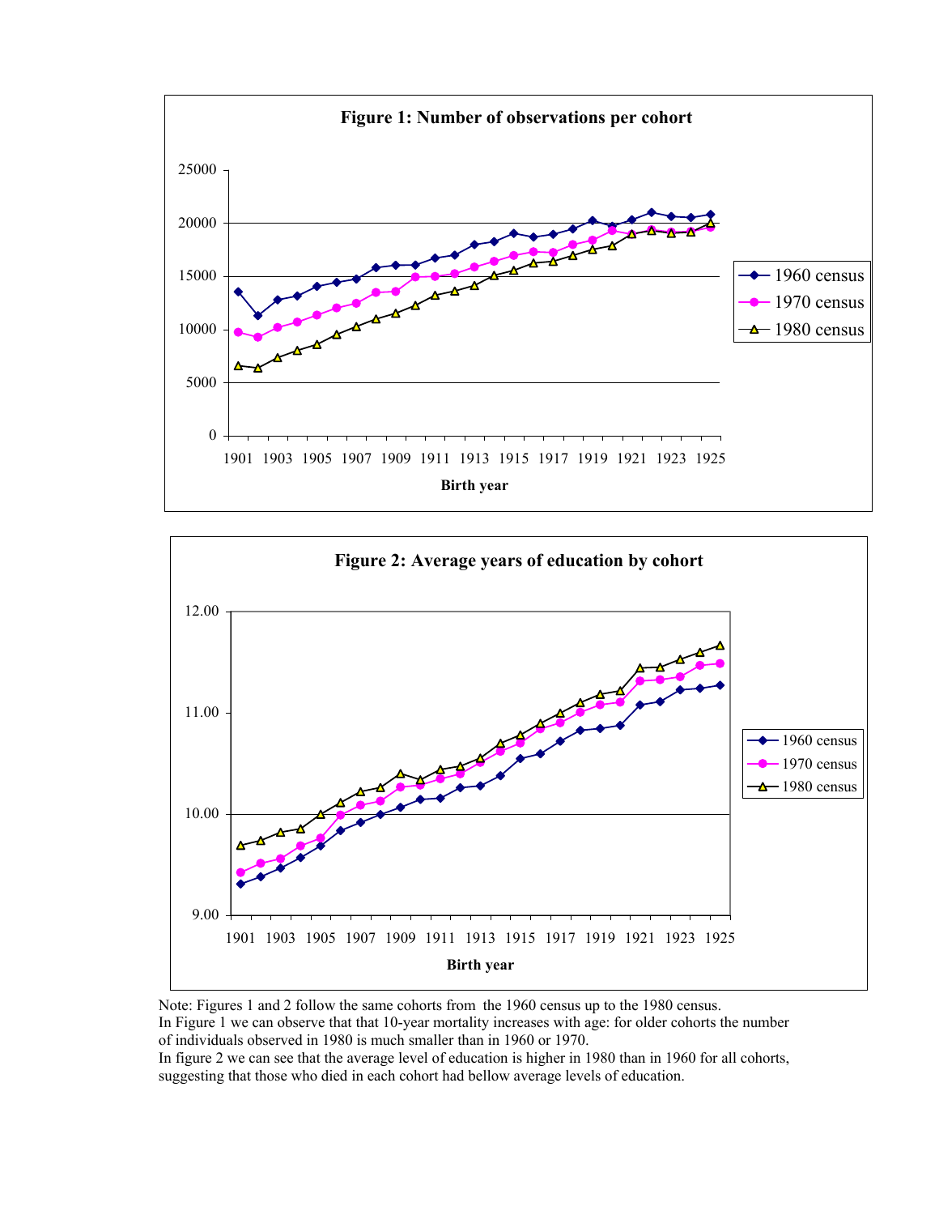**Figure 1: Number of observations per cohort**

**Figure 2: Average years of education by cohort**

Note: Figures 1 and 2 follow the same cohorts from the 1960 census up to the 1980 census.
In Figure 1 we can observe that that 10-year mortality increases with age: for older cohorts the number of individuals observed in 1980 is much smaller than in 1960 or 1970.
In figure 2 we can see that the average level of education is higher in 1980 than in 1960 for all cohorts, suggesting that those who died in each cohort had bellow average levels of education.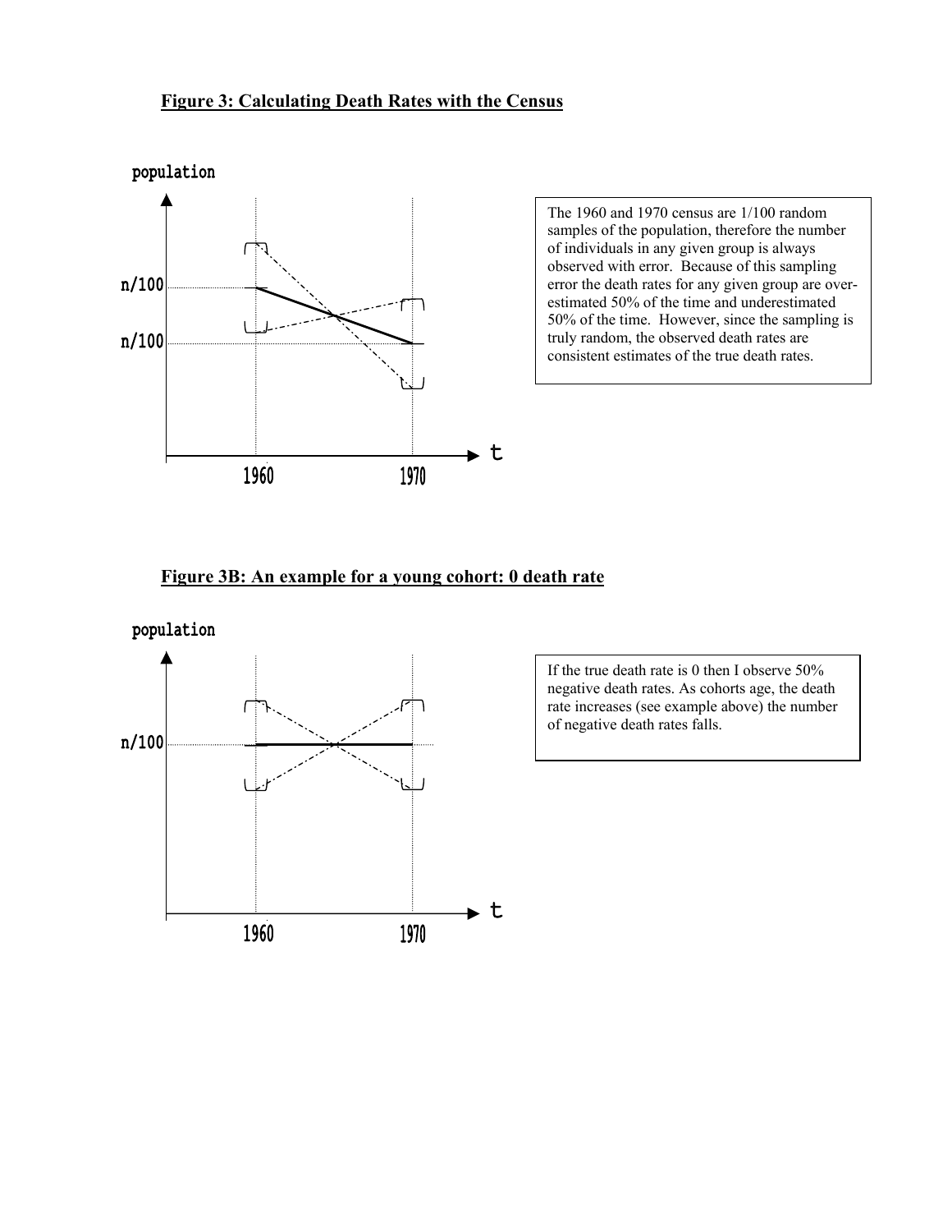**Figure 3: Calculating Death Rates with the Census**

population

n/100

n/100

1960 1970 t

The 1960 and 1970 census are 1/100 random samples of the population, therefore the number of individuals in any given group is always observed with error. Because of this sampling error the death rates for any given group are over-estimated 50% of the time and underestimated 50% of the time. However, since the sampling is truly random, the observed death rates are consistent estimates of the true death rates.

**Figure 3B: An example for a young cohort: 0 death rate**

population

n/100

1960 1970 t

If the true death rate is 0 then I observe 50% negative death rates. As cohorts age, the death rate increases (see example above) the number of negative death rates falls.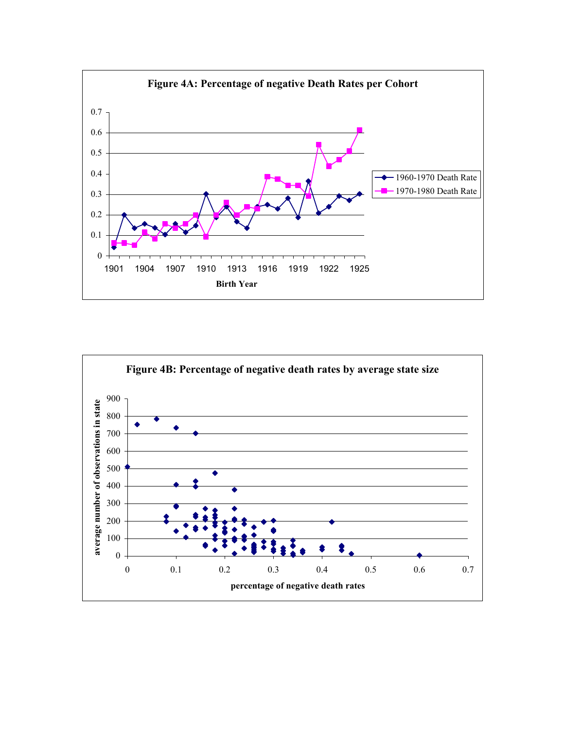**Figure 4A: Percentage of negative Death Rates per Cohort**

**Figure 4B: Percentage of negative death rates by average state size**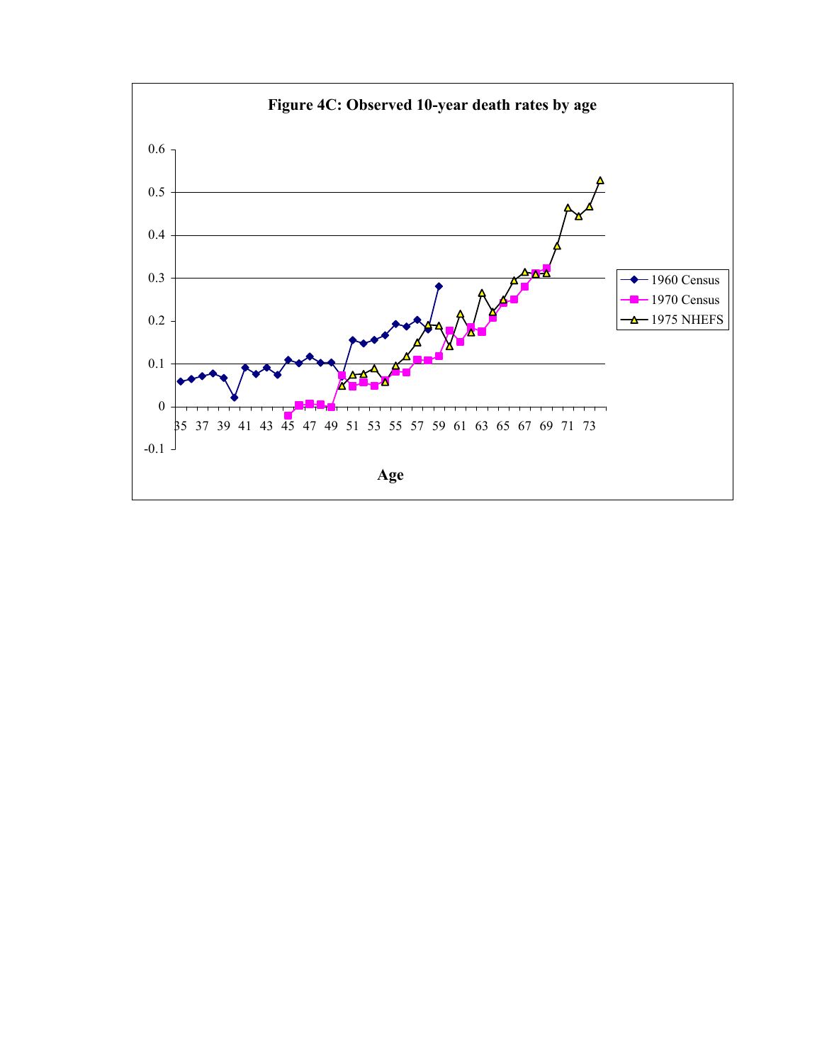**Figure 4C: Observed 10-year death rates by age**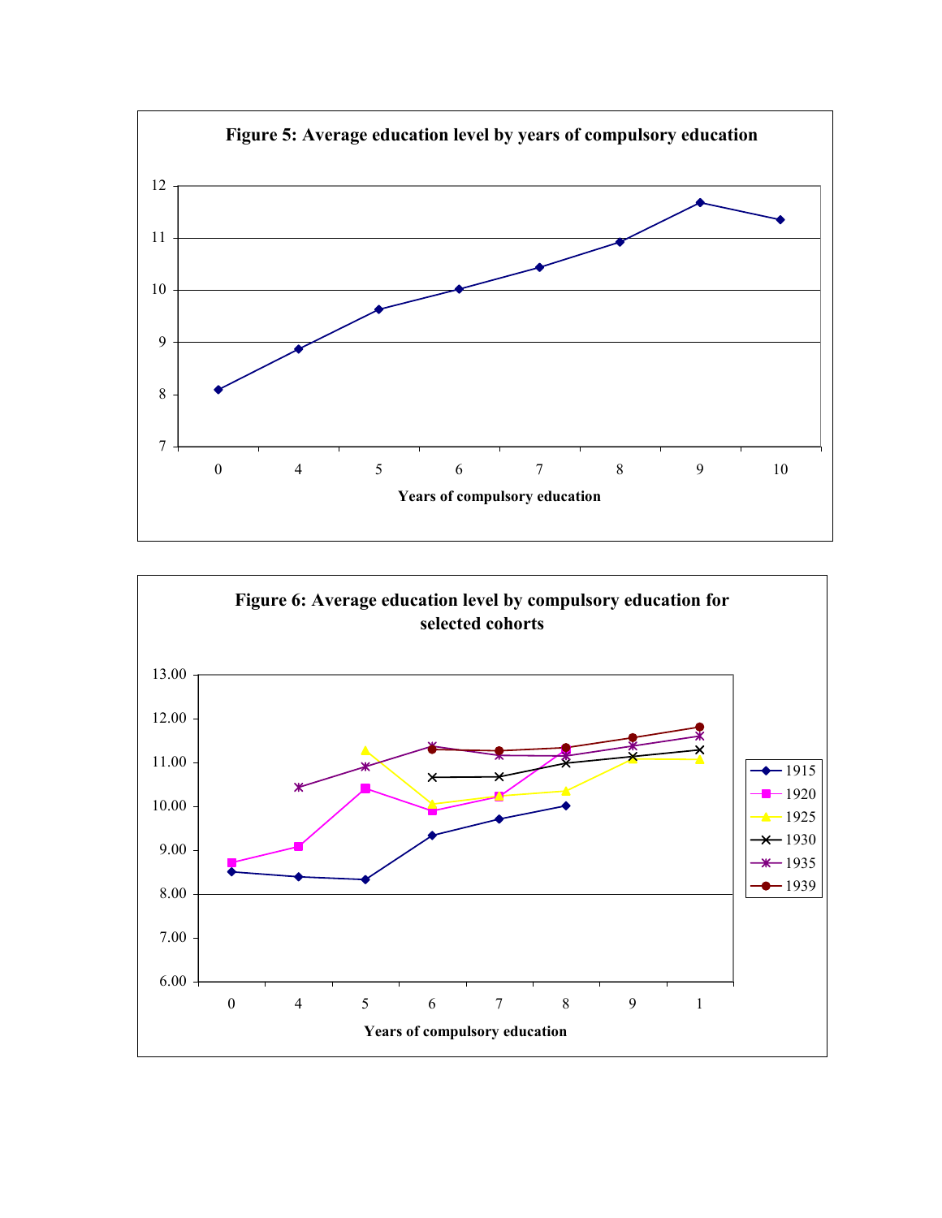**Figure 5: Average education level by years of compulsory education**

**Figure 6: Average education level by compulsory education for selected cohorts**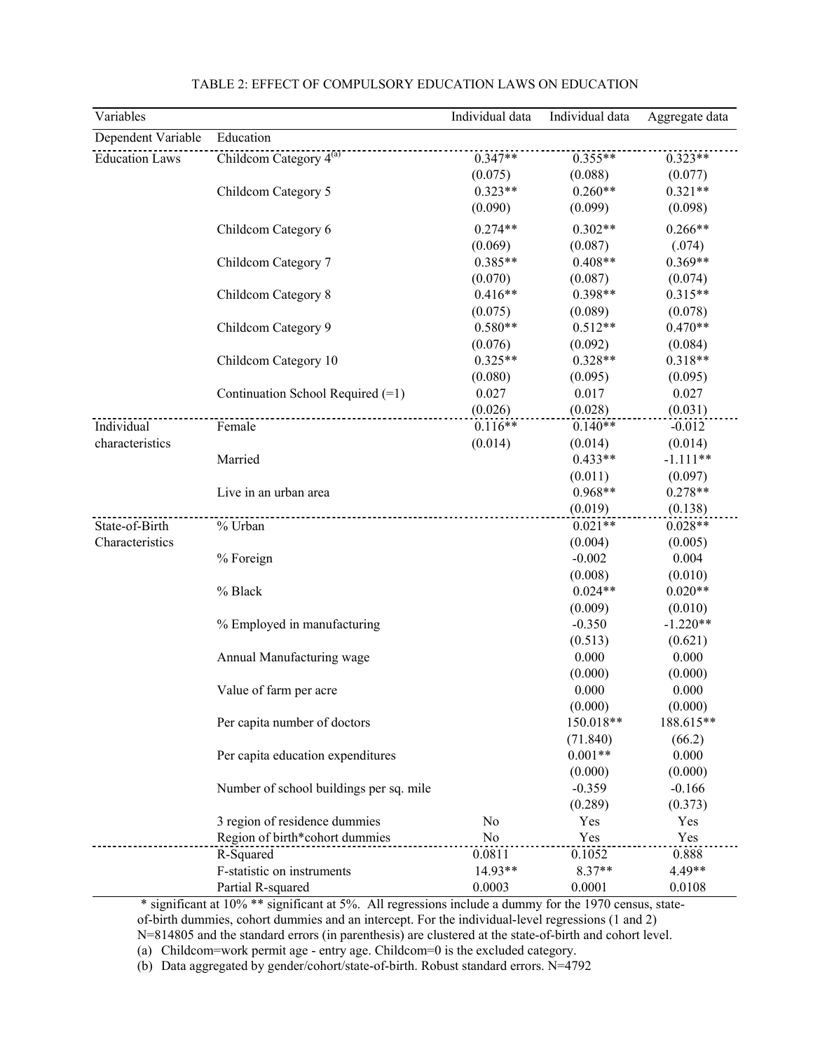TABLE 2: EFFECT OF COMPULSORY EDUCATION LAWS ON EDUCATION

| Variables | | Individual data | Individual data | Aggregate data |
|---|---|---|---|---|
| Dependent Variable | Education | | | |
| Education Laws | Childcom Category 4[(a)] | 0.347** | 0.355** | 0.323** |
| | | (0.075) | (0.088) | (0.077) |
| | Childcom Category 5 | 0.323** | 0.260** | 0.321** |
| | | (0.090) | (0.099) | (0.098) |
| | Childcom Category 6 | 0.274** | 0.302** | 0.266** |
| | | (0.069) | (0.087) | (.074) |
| | Childcom Category 7 | 0.385** | 0.408** | 0.369** |
| | | (0.070) | (0.087) | (0.074) |
| | Childcom Category 8 | 0.416** | 0.398** | 0.315** |
| | | (0.075) | (0.089) | (0.078) |
| | Childcom Category 9 | 0.580** | 0.512** | 0.470** |
| | | (0.076) | (0.092) | (0.084) |
| | Childcom Category 10 | 0.325** | 0.328** | 0.318** |
| | | (0.080) | (0.095) | (0.095) |
| | Continuation School Required (=1) | 0.027 | 0.017 | 0.027 |
| | | (0.026) | (0.028) | (0.031) |
| Individual characteristics | Female | 0.116** | 0.140** | -0.012 |
| | | (0.014) | (0.014) | (0.014) |
| | Married | | 0.433** | -1.111** |
| | | | (0.011) | (0.097) |
| | Live in an urban area | | 0.968** | 0.278** |
| | | | (0.019) | (0.138) |
| State-of-Birth Characteristics | % Urban | | 0.021** | 0.028** |
| | | | (0.004) | (0.005) |
| | % Foreign | | -0.002 | 0.004 |
| | | | (0.008) | (0.010) |
| | % Black | | 0.024** | 0.020** |
| | | | (0.009) | (0.010) |
| | % Employed in manufacturing | | -0.350 | -1.220** |
| | | | (0.513) | (0.621) |
| | Annual Manufacturing wage | | 0.000 | 0.000 |
| | | | (0.000) | (0.000) |
| | Value of farm per acre | | 0.000 | 0.000 |
| | | | (0.000) | (0.000) |
| | Per capita number of doctors | | 150.018** | 188.615** |
| | | | (71.840) | (66.2) |
| | Per capita education expenditures | | 0.001** | 0.000 |
| | | | (0.000) | (0.000) |
| | Number of school buildings per sq. mile | | -0.359 | -0.166 |
| | | | (0.289) | (0.373) |
| | 3 region of residence dummies | No | Yes | Yes |
| | Region of birth*cohort dummies | No | Yes | Yes |
| | R-Squared | 0.0811 | 0.1052 | 0.888 |
| | F-statistic on instruments | 14.93** | 8.37** | 4.49** |
| | Partial R-squared | 0.0003 | 0.0001 | 0.0108 |

\* significant at 10% ** significant at 5%. All regressions include a dummy for the 1970 census, state-of-birth dummies, cohort dummies and an intercept. For the individual-level regressions (1 and 2) N=814805 and the standard errors (in parenthesis) are clustered at the state-of-birth and cohort level.

(a) Childcom=work permit age - entry age. Childcom=0 is the excluded category.

(b) Data aggregated by gender/cohort/state-of-birth. Robust standard errors. N=4792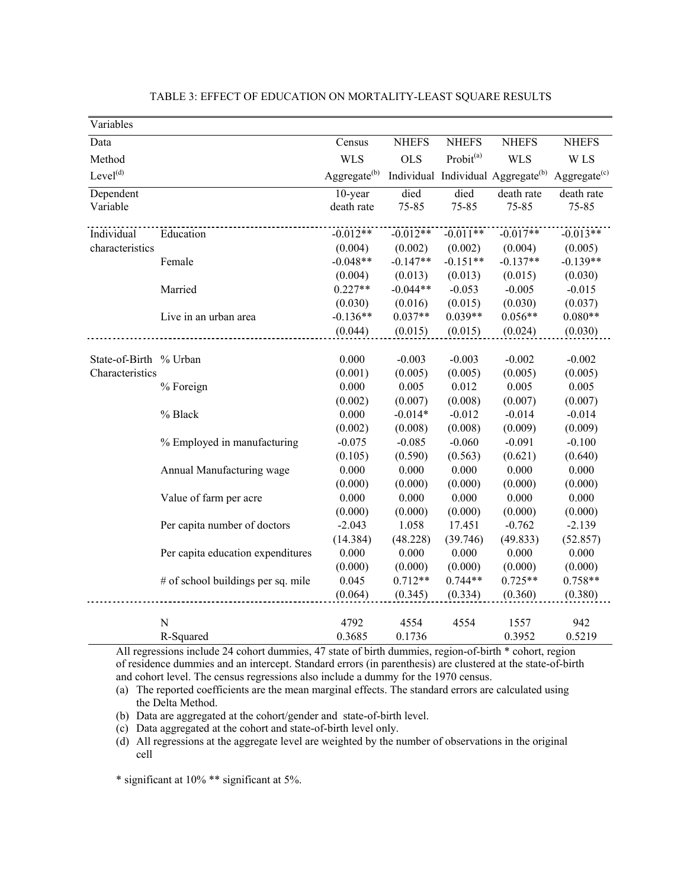TABLE 3: EFFECT OF EDUCATION ON MORTALITY-LEAST SQUARE RESULTS

| Variables | | | | | | |
|---|---|---|---|---|---|---|
| Data | | Census | NHEFS | NHEFS | NHEFS | NHEFS |
| Method | | WLS | OLS | Probit[(a)] | WLS | W LS |
| Level[(d)] | | Aggregate[(b)] | Individual | Individual | Aggregate[(b)] | Aggregate[(c)] |
| Dependent Variable | | 10-year death rate | died 75-85 | died 75-85 | death rate 75-85 | death rate 75-85 |
| Individual characteristics | Education | -0.012** | -0.012** | -0.011** | -0.017** | -0.013** |
| | | (0.004) | (0.002) | (0.002) | (0.004) | (0.005) |
| | Female | -0.048** | -0.147** | -0.151** | -0.137** | -0.139** |
| | | (0.004) | (0.013) | (0.013) | (0.015) | (0.030) |
| | Married | 0.227** | -0.044** | -0.053 | -0.005 | -0.015 |
| | | (0.030) | (0.016) | (0.015) | (0.030) | (0.037) |
| | Live in an urban area | -0.136** | 0.037** | 0.039** | 0.056** | 0.080** |
| | | (0.044) | (0.015) | (0.015) | (0.024) | (0.030) |
| State-of-Birth Characteristics | % Urban | 0.000 | -0.003 | -0.003 | -0.002 | -0.002 |
| | | (0.001) | (0.005) | (0.005) | (0.005) | (0.005) |
| | % Foreign | 0.000 | 0.005 | 0.012 | 0.005 | 0.005 |
| | | (0.002) | (0.007) | (0.008) | (0.007) | (0.007) |
| | % Black | 0.000 | -0.014* | -0.012 | -0.014 | -0.014 |
| | | (0.002) | (0.008) | (0.008) | (0.009) | (0.009) |
| | % Employed in manufacturing | -0.075 | -0.085 | -0.060 | -0.091 | -0.100 |
| | | (0.105) | (0.590) | (0.563) | (0.621) | (0.640) |
| | Annual Manufacturing wage | 0.000 | 0.000 | 0.000 | 0.000 | 0.000 |
| | | (0.000) | (0.000) | (0.000) | (0.000) | (0.000) |
| | Value of farm per acre | 0.000 | 0.000 | 0.000 | 0.000 | 0.000 |
| | | (0.000) | (0.000) | (0.000) | (0.000) | (0.000) |
| | Per capita number of doctors | -2.043 | 1.058 | 17.451 | -0.762 | -2.139 |
| | | (14.384) | (48.228) | (39.746) | (49.833) | (52.857) |
| | Per capita education expenditures | 0.000 | 0.000 | 0.000 | 0.000 | 0.000 |
| | | (0.000) | (0.000) | (0.000) | (0.000) | (0.000) |
| | # of school buildings per sq. mile | 0.045 | 0.712** | 0.744** | 0.725** | 0.758** |
| | | (0.064) | (0.345) | (0.334) | (0.360) | (0.380) |
| | N | 4792 | 4554 | 4554 | 1557 | 942 |
| | R-Squared | 0.3685 | 0.1736 | | 0.3952 | 0.5219 |

All regressions include 24 cohort dummies, 47 state of birth dummies, region-of-birth * cohort, region of residence dummies and an intercept. Standard errors (in parenthesis) are clustered at the state-of-birth and cohort level. The census regressions also include a dummy for the 1970 census.

(a) The reported coefficients are the mean marginal effects. The standard errors are calculated using the Delta Method.
(b) Data are aggregated at the cohort/gender and state-of-birth level.
(c) Data aggregated at the cohort and state-of-birth level only.
(d) All regressions at the aggregate level are weighted by the number of observations in the original cell

* significant at 10% ** significant at 5%.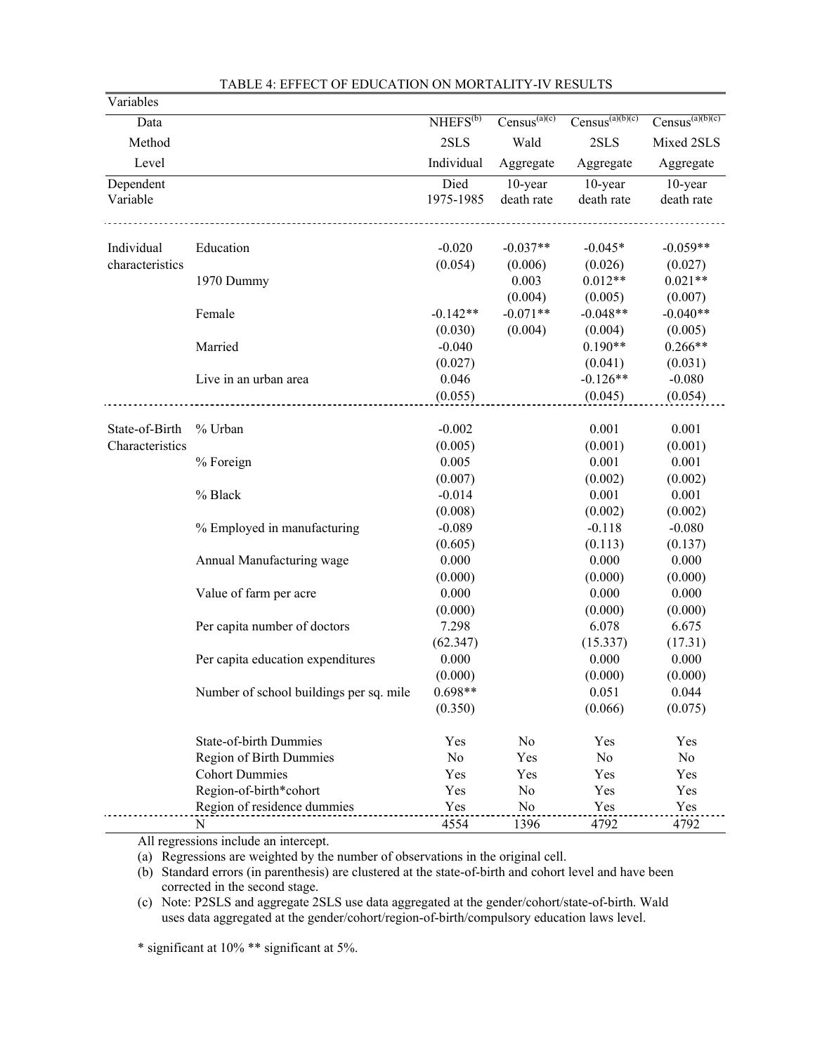TABLE 4: EFFECT OF EDUCATION ON MORTALITY-IV RESULTS

| Variables | | | | | |
|---|---|---|---|---|---|
| Data | | NHEFS[(b)] | Census[(a)(c)] | Census[(a)(b)(c)] | Census[(a)(b)(c)] |
| Method | | 2SLS | Wald | 2SLS | Mixed 2SLS |
| Level | | Individual | Aggregate | Aggregate | Aggregate |
| Dependent Variable | | Died 1975-1985 | 10-year death rate | 10-year death rate | 10-year death rate |
| Individual characteristics | Education | -0.020 | -0.037** | -0.045* | -0.059** |
| | | (0.054) | (0.006) | (0.026) | (0.027) |
| | 1970 Dummy | | 0.003 | 0.012** | 0.021** |
| | | | (0.004) | (0.005) | (0.007) |
| | Female | -0.142** | -0.071** | -0.048** | -0.040** |
| | | (0.030) | (0.004) | (0.004) | (0.005) |
| | Married | -0.040 | | 0.190** | 0.266** |
| | | (0.027) | | (0.041) | (0.031) |
| | Live in an urban area | 0.046 | | -0.126** | -0.080 |
| | | (0.055) | | (0.045) | (0.054) |
| State-of-Birth Characteristics | % Urban | -0.002 | | 0.001 | 0.001 |
| | | (0.005) | | (0.001) | (0.001) |
| | % Foreign | 0.005 | | 0.001 | 0.001 |
| | | (0.007) | | (0.002) | (0.002) |
| | % Black | -0.014 | | 0.001 | 0.001 |
| | | (0.008) | | (0.002) | (0.002) |
| | % Employed in manufacturing | -0.089 | | -0.118 | -0.080 |
| | | (0.605) | | (0.113) | (0.137) |
| | Annual Manufacturing wage | 0.000 | | 0.000 | 0.000 |
| | | (0.000) | | (0.000) | (0.000) |
| | Value of farm per acre | 0.000 | | 0.000 | 0.000 |
| | | (0.000) | | (0.000) | (0.000) |
| | Per capita number of doctors | 7.298 | | 6.078 | 6.675 |
| | | (62.347) | | (15.337) | (17.31) |
| | Per capita education expenditures | 0.000 | | 0.000 | 0.000 |
| | | (0.000) | | (0.000) | (0.000) |
| | Number of school buildings per sq. mile | 0.698** | | 0.051 | 0.044 |
| | | (0.350) | | (0.066) | (0.075) |
| | State-of-birth Dummies | Yes | No | Yes | Yes |
| | Region of Birth Dummies | No | Yes | No | No |
| | Cohort Dummies | Yes | Yes | Yes | Yes |
| | Region-of-birth*cohort | Yes | No | Yes | Yes |
| | Region of residence dummies | Yes | No | Yes | Yes |
| | N | 4554 | 1396 | 4792 | 4792 |

All regressions include an intercept.

(a) Regressions are weighted by the number of observations in the original cell.

(b) Standard errors (in parenthesis) are clustered at the state-of-birth and cohort level and have been corrected in the second stage.

(c) Note: P2SLS and aggregate 2SLS use data aggregated at the gender/cohort/state-of-birth. Wald uses data aggregated at the gender/cohort/region-of-birth/compulsory education laws level.

\* significant at 10% ** significant at 5%.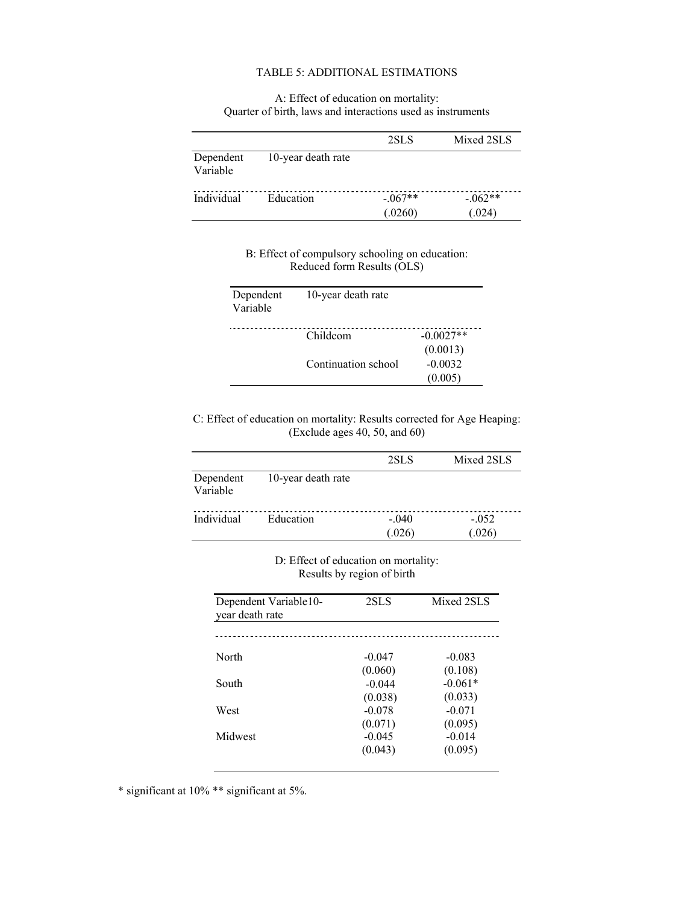# TABLE 5: ADDITIONAL ESTIMATIONS

A: Effect of education on mortality:
Quarter of birth, laws and interactions used as instruments

| | | 2SLS | Mixed 2SLS |
|---|---|---|---|
| Dependent Variable | 10-year death rate | | |
| Individual | Education | -.067** | -.062** |
| | | (.0260) | (.024) |

B: Effect of compulsory schooling on education:
Reduced form Results (OLS)

| Dependent Variable | 10-year death rate | |
|---|---|---|
| | Childcom | -0.0027** |
| | | (0.0013) |
| | Continuation school | -0.0032 |
| | | (0.005) |

C: Effect of education on mortality: Results corrected for Age Heaping:
(Exclude ages 40, 50, and 60)

| | | 2SLS | Mixed 2SLS |
|---|---|---|---|
| Dependent Variable | 10-year death rate | | |
| Individual | Education | -.040 | -.052 |
| | | (.026) | (.026) |

D: Effect of education on mortality:
Results by region of birth

| Dependent Variable10-year death rate | 2SLS | Mixed 2SLS |
|---|---|---|
| North | -0.047 | -0.083 |
| | (0.060) | (0.108) |
| South | -0.044 | -0.061* |
| | (0.038) | (0.033) |
| West | -0.078 | -0.071 |
| | (0.071) | (0.095) |
| Midwest | -0.045 | -0.014 |
| | (0.043) | (0.095) |

* significant at 10% ** significant at 5%.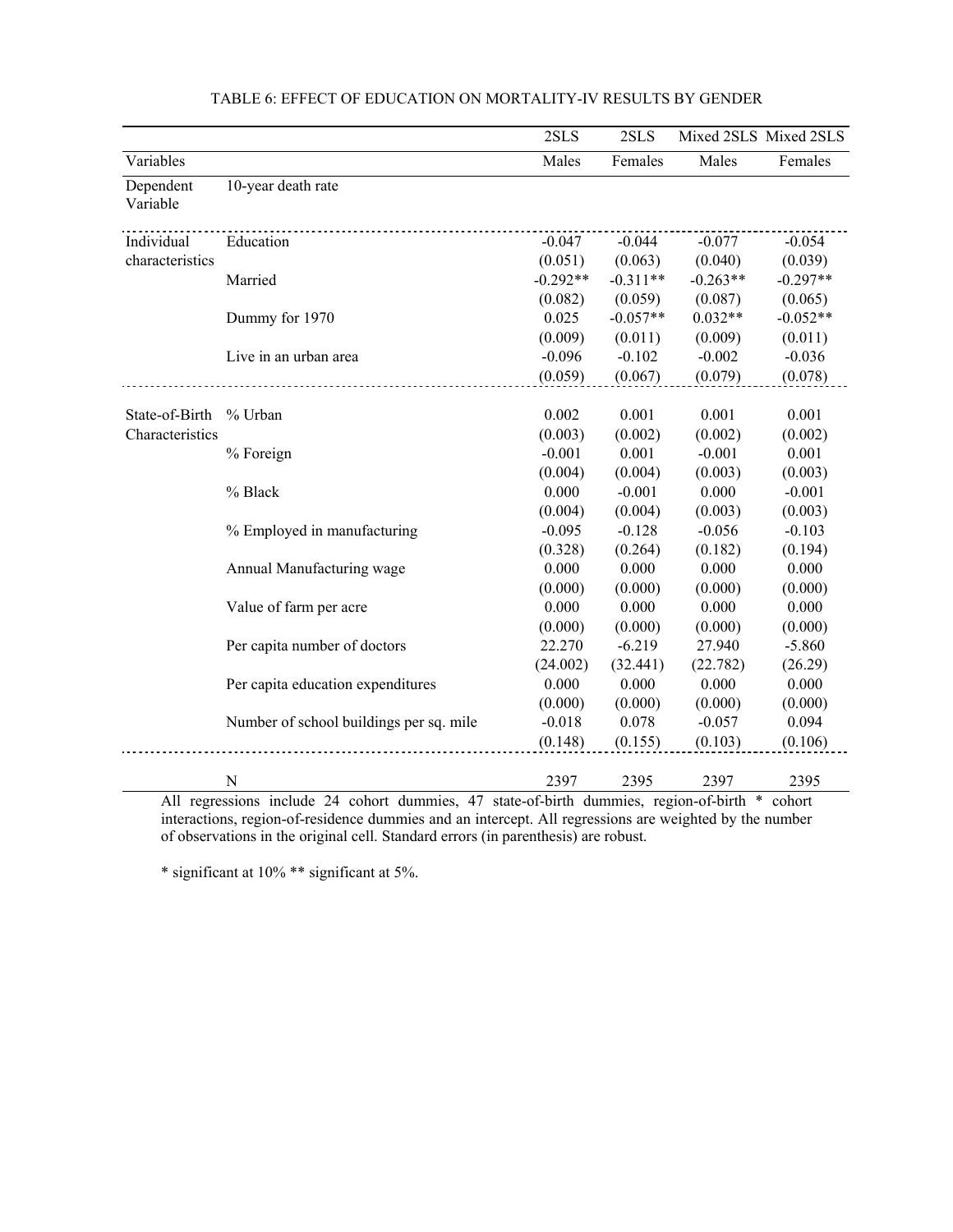TABLE 6: EFFECT OF EDUCATION ON MORTALITY-IV RESULTS BY GENDER

| | | 2SLS | 2SLS | Mixed 2SLS | Mixed 2SLS |
|---|---|---|---|---|---|
| Variables | | Males | Females | Males | Females |
| Dependent Variable | 10-year death rate | | | | |
| Individual characteristics | Education | -0.047 | -0.044 | -0.077 | -0.054 |
| | | (0.051) | (0.063) | (0.040) | (0.039) |
| | Married | -0.292** | -0.311** | -0.263** | -0.297** |
| | | (0.082) | (0.059) | (0.087) | (0.065) |
| | Dummy for 1970 | 0.025 | -0.057** | 0.032** | -0.052** |
| | | (0.009) | (0.011) | (0.009) | (0.011) |
| | Live in an urban area | -0.096 | -0.102 | -0.002 | -0.036 |
| | | (0.059) | (0.067) | (0.079) | (0.078) |
| State-of-Birth Characteristics | % Urban | 0.002 | 0.001 | 0.001 | 0.001 |
| | | (0.003) | (0.002) | (0.002) | (0.002) |
| | % Foreign | -0.001 | 0.001 | -0.001 | 0.001 |
| | | (0.004) | (0.004) | (0.003) | (0.003) |
| | % Black | 0.000 | -0.001 | 0.000 | -0.001 |
| | | (0.004) | (0.004) | (0.003) | (0.003) |
| | % Employed in manufacturing | -0.095 | -0.128 | -0.056 | -0.103 |
| | | (0.328) | (0.264) | (0.182) | (0.194) |
| | Annual Manufacturing wage | 0.000 | 0.000 | 0.000 | 0.000 |
| | | (0.000) | (0.000) | (0.000) | (0.000) |
| | Value of farm per acre | 0.000 | 0.000 | 0.000 | 0.000 |
| | | (0.000) | (0.000) | (0.000) | (0.000) |
| | Per capita number of doctors | 22.270 | -6.219 | 27.940 | -5.860 |
| | | (24.002) | (32.441) | (22.782) | (26.29) |
| | Per capita education expenditures | 0.000 | 0.000 | 0.000 | 0.000 |
| | | (0.000) | (0.000) | (0.000) | (0.000) |
| | Number of school buildings per sq. mile | -0.018 | 0.078 | -0.057 | 0.094 |
| | | (0.148) | (0.155) | (0.103) | (0.106) |
| | N | 2397 | 2395 | 2397 | 2395 |

All regressions include 24 cohort dummies, 47 state-of-birth dummies, region-of-birth * cohort interactions, region-of-residence dummies and an intercept. All regressions are weighted by the number of observations in the original cell. Standard errors (in parenthesis) are robust.

* significant at 10% ** significant at 5%.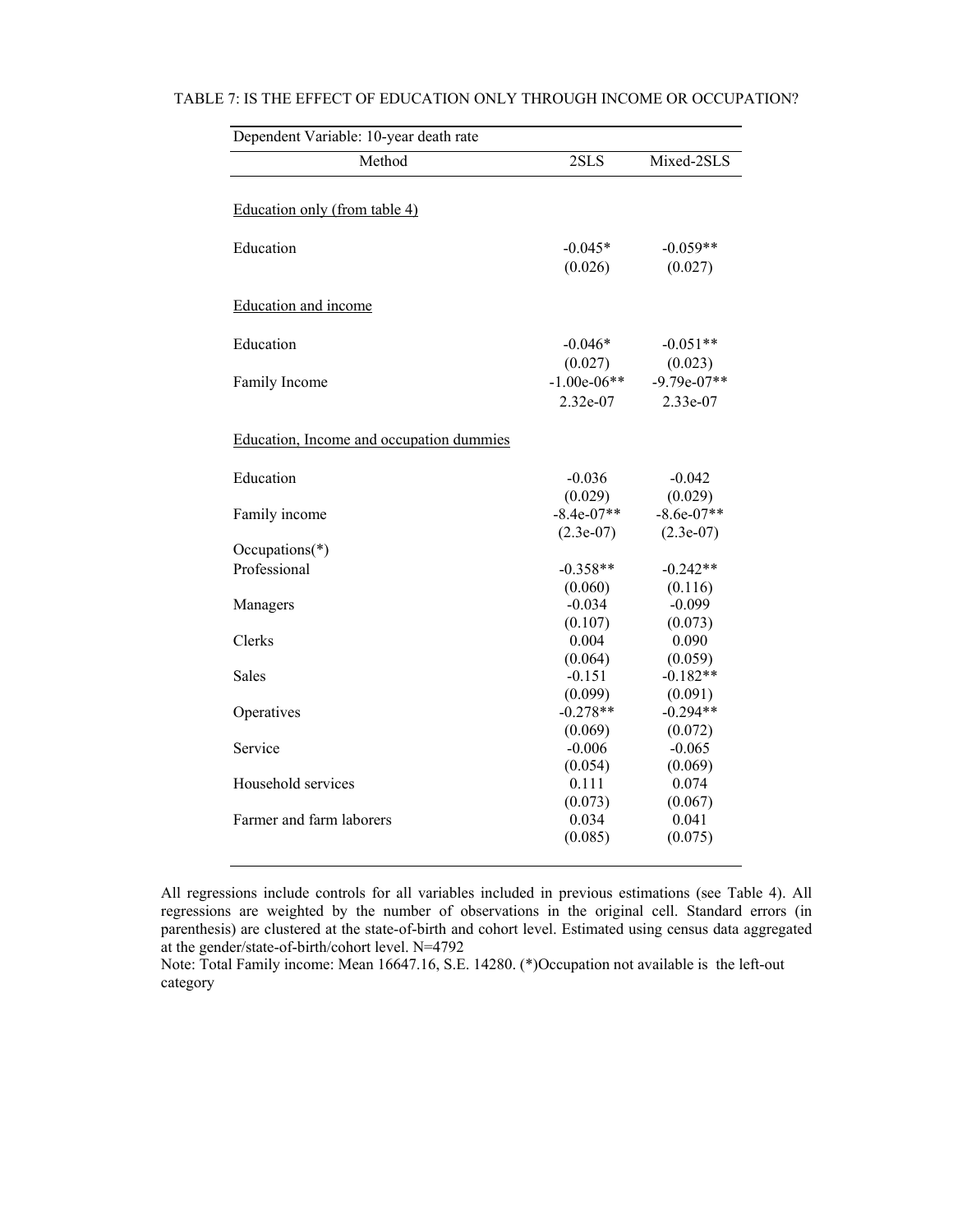TABLE 7: IS THE EFFECT OF EDUCATION ONLY THROUGH INCOME OR OCCUPATION?

| Dependent Variable: 10-year death rate | | |
|---|---|---|
| Method | 2SLS | Mixed-2SLS |
| Education only (from table 4) | | |
| Education | -0.045* | -0.059** |
| | (0.026) | (0.027) |
| Education and income | | |
| Education | -0.046* | -0.051** |
| | (0.027) | (0.023) |
| Family Income | -1.00e-06** | -9.79e-07** |
| | 2.32e-07 | 2.33e-07 |
| Education, Income and occupation dummies | | |
| Education | -0.036 | -0.042 |
| | (0.029) | (0.029) |
| Family income | -8.4e-07** | -8.6e-07** |
| | (2.3e-07) | (2.3e-07) |
| Occupations(*) | | |
| Professional | -0.358** | -0.242** |
| | (0.060) | (0.116) |
| Managers | -0.034 | -0.099 |
| | (0.107) | (0.073) |
| Clerks | 0.004 | 0.090 |
| | (0.064) | (0.059) |
| Sales | -0.151 | -0.182** |
| | (0.099) | (0.091) |
| Operatives | -0.278** | -0.294** |
| | (0.069) | (0.072) |
| Service | -0.006 | -0.065 |
| | (0.054) | (0.069) |
| Household services | 0.111 | 0.074 |
| | (0.073) | (0.067) |
| Farmer and farm laborers | 0.034 | 0.041 |
| | (0.085) | (0.075) |

All regressions include controls for all variables included in previous estimations (see Table 4). All regressions are weighted by the number of observations in the original cell. Standard errors (in parenthesis) are clustered at the state-of-birth and cohort level. Estimated using census data aggregated at the gender/state-of-birth/cohort level. N=4792

Note: Total Family income: Mean 16647.16, S.E. 14280. (*)Occupation not available is the left-out category